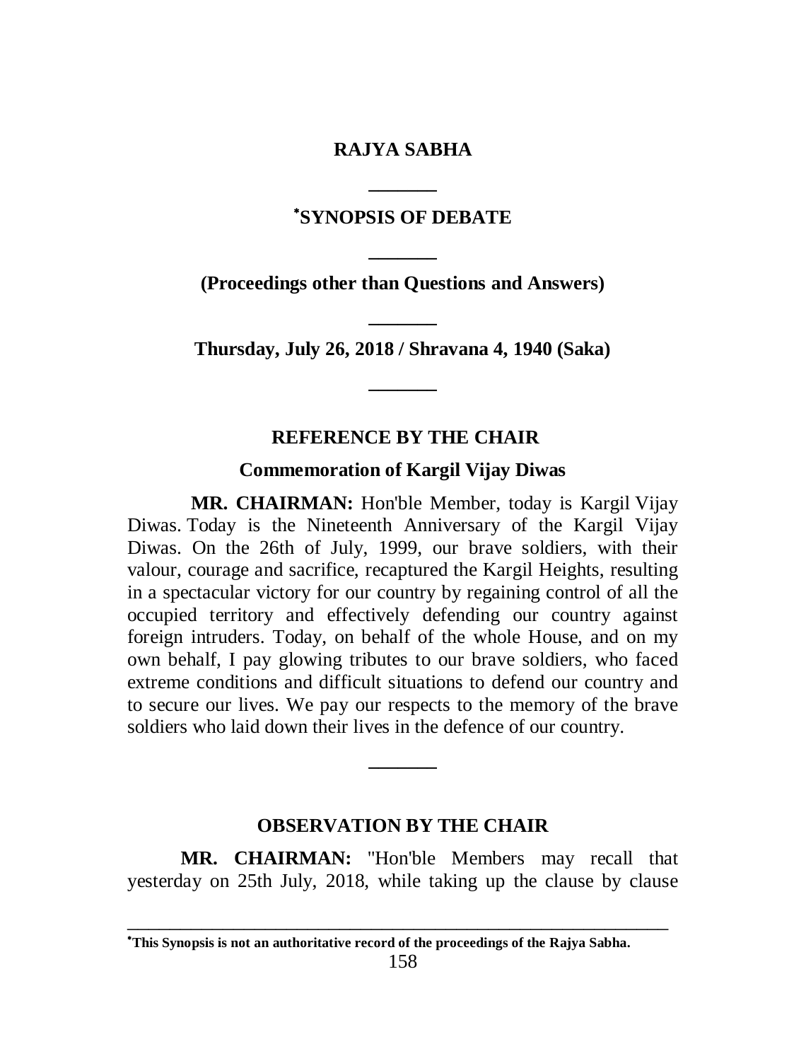# RAJYA SABHA

---

## *SYNOPSIS OF DEBATE

---

**(Proceedings other than Questions and Answers)**

---

**Thursday, July 26, 2018 / Shravana 4, 1940 (Saka)**

---

### REFERENCE BY THE CHAIR

**Commemoration of Kargil Vijay Diwas**

**MR. CHAIRMAN:** Hon'ble Member, today is Kargil Vijay Diwas. Today is the Nineteenth Anniversary of the Kargil Vijay Diwas. On the 26th of July, 1999, our brave soldiers, with their valour, courage and sacrifice, recaptured the Kargil Heights, resulting in a spectacular victory for our country by regaining control of all the occupied territory and effectively defending our country against foreign intruders. Today, on behalf of the whole House, and on my own behalf, I pay glowing tributes to our brave soldiers, who faced extreme conditions and difficult situations to defend our country and to secure our lives. We pay our respects to the memory of the brave soldiers who laid down their lives in the defence of our country.

---

### OBSERVATION BY THE CHAIR

**MR. CHAIRMAN:** "Hon'ble Members may recall that yesterday on 25th July, 2018, while taking up the clause by clause

---

***This Synopsis is not an authoritative record of the proceedings of the Rajya Sabha.**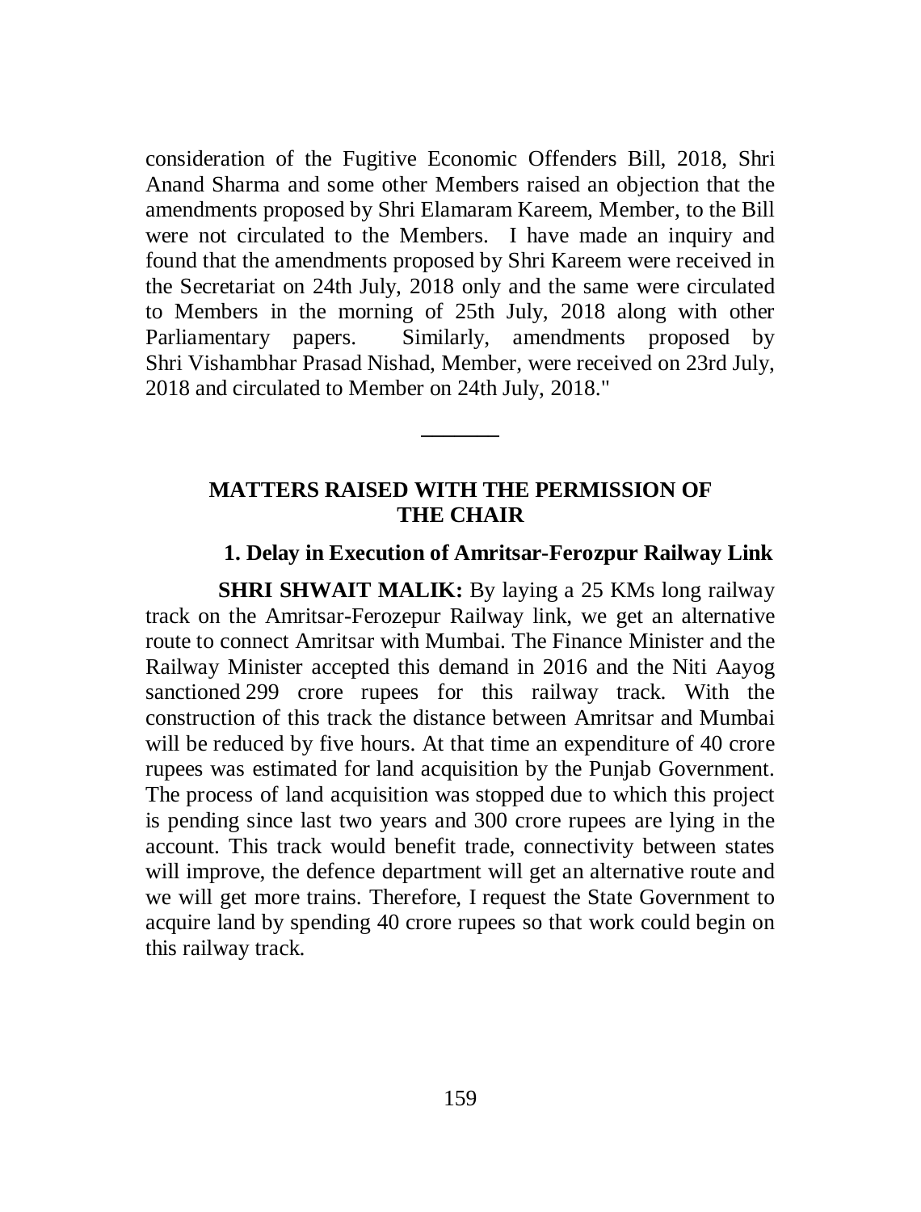consideration of the Fugitive Economic Offenders Bill, 2018, Shri Anand Sharma and some other Members raised an objection that the amendments proposed by Shri Elamaram Kareem, Member, to the Bill were not circulated to the Members. I have made an inquiry and found that the amendments proposed by Shri Kareem were received in the Secretariat on 24th July, 2018 only and the same were circulated to Members in the morning of 25th July, 2018 along with other Parliamentary papers. Similarly, amendments proposed by Shri Vishambhar Prasad Nishad, Member, were received on 23rd July, 2018 and circulated to Member on 24th July, 2018."

---

## MATTERS RAISED WITH THE PERMISSION OF THE CHAIR

### 1. Delay in Execution of Amritsar-Ferozpur Railway Link

**SHRI SHWAIT MALIK:** By laying a 25 KMs long railway track on the Amritsar-Ferozepur Railway link, we get an alternative route to connect Amritsar with Mumbai. The Finance Minister and the Railway Minister accepted this demand in 2016 and the Niti Aayog sanctioned 299 crore rupees for this railway track. With the construction of this track the distance between Amritsar and Mumbai will be reduced by five hours. At that time an expenditure of 40 crore rupees was estimated for land acquisition by the Punjab Government. The process of land acquisition was stopped due to which this project is pending since last two years and 300 crore rupees are lying in the account. This track would benefit trade, connectivity between states will improve, the defence department will get an alternative route and we will get more trains. Therefore, I request the State Government to acquire land by spending 40 crore rupees so that work could begin on this railway track.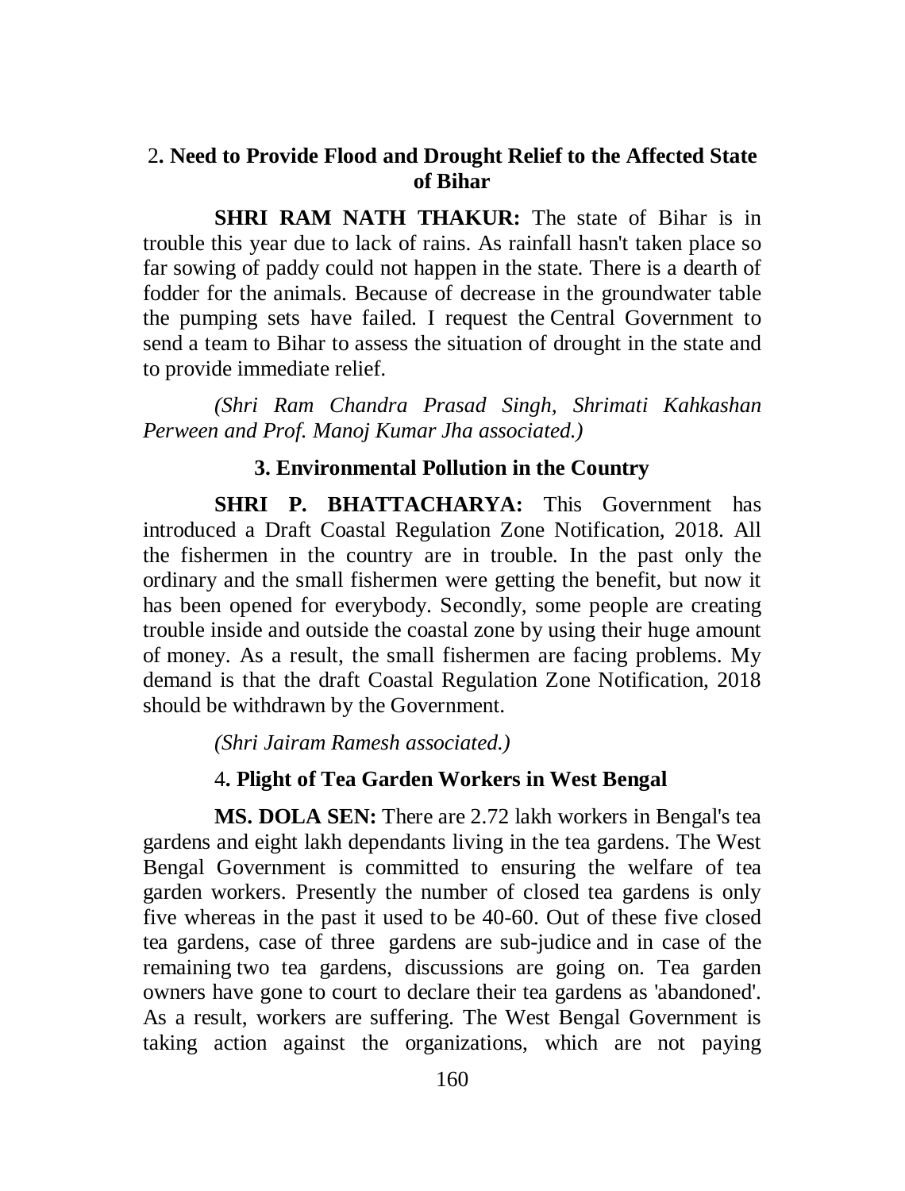## 2. Need to Provide Flood and Drought Relief to the Affected State of Bihar

**SHRI RAM NATH THAKUR:** The state of Bihar is in trouble this year due to lack of rains. As rainfall hasn't taken place so far sowing of paddy could not happen in the state. There is a dearth of fodder for the animals. Because of decrease in the groundwater table the pumping sets have failed. I request the Central Government to send a team to Bihar to assess the situation of drought in the state and to provide immediate relief.

*(Shri Ram Chandra Prasad Singh, Shrimati Kahkashan Perween and Prof. Manoj Kumar Jha associated.)*

## 3. Environmental Pollution in the Country

**SHRI P. BHATTACHARYA:** This Government has introduced a Draft Coastal Regulation Zone Notification, 2018. All the fishermen in the country are in trouble. In the past only the ordinary and the small fishermen were getting the benefit, but now it has been opened for everybody. Secondly, some people are creating trouble inside and outside the coastal zone by using their huge amount of money. As a result, the small fishermen are facing problems. My demand is that the draft Coastal Regulation Zone Notification, 2018 should be withdrawn by the Government.

*(Shri Jairam Ramesh associated.)*

## 4. Plight of Tea Garden Workers in West Bengal

**MS. DOLA SEN:** There are 2.72 lakh workers in Bengal's tea gardens and eight lakh dependants living in the tea gardens. The West Bengal Government is committed to ensuring the welfare of tea garden workers. Presently the number of closed tea gardens is only five whereas in the past it used to be 40-60. Out of these five closed tea gardens, case of three gardens are sub-judice and in case of the remaining two tea gardens, discussions are going on. Tea garden owners have gone to court to declare their tea gardens as 'abandoned'. As a result, workers are suffering. The West Bengal Government is taking action against the organizations, which are not paying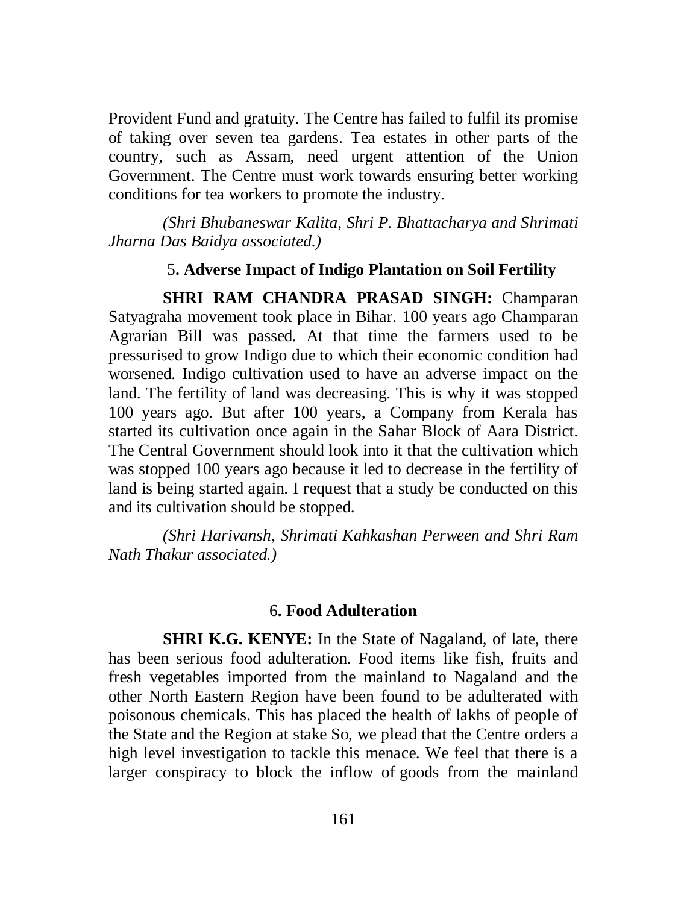Provident Fund and gratuity. The Centre has failed to fulfil its promise of taking over seven tea gardens. Tea estates in other parts of the country, such as Assam, need urgent attention of the Union Government. The Centre must work towards ensuring better working conditions for tea workers to promote the industry.

*(Shri Bhubaneswar Kalita, Shri P. Bhattacharya and Shrimati Jharna Das Baidya associated.)*

### 5. Adverse Impact of Indigo Plantation on Soil Fertility

**SHRI RAM CHANDRA PRASAD SINGH:** Champaran Satyagraha movement took place in Bihar. 100 years ago Champaran Agrarian Bill was passed. At that time the farmers used to be pressurised to grow Indigo due to which their economic condition had worsened. Indigo cultivation used to have an adverse impact on the land. The fertility of land was decreasing. This is why it was stopped 100 years ago. But after 100 years, a Company from Kerala has started its cultivation once again in the Sahar Block of Aara District. The Central Government should look into it that the cultivation which was stopped 100 years ago because it led to decrease in the fertility of land is being started again. I request that a study be conducted on this and its cultivation should be stopped.

*(Shri Harivansh, Shrimati Kahkashan Perween and Shri Ram Nath Thakur associated.)*

### 6. Food Adulteration

**SHRI K.G. KENYE:** In the State of Nagaland, of late, there has been serious food adulteration. Food items like fish, fruits and fresh vegetables imported from the mainland to Nagaland and the other North Eastern Region have been found to be adulterated with poisonous chemicals. This has placed the health of lakhs of people of the State and the Region at stake So, we plead that the Centre orders a high level investigation to tackle this menace. We feel that there is a larger conspiracy to block the inflow of goods from the mainland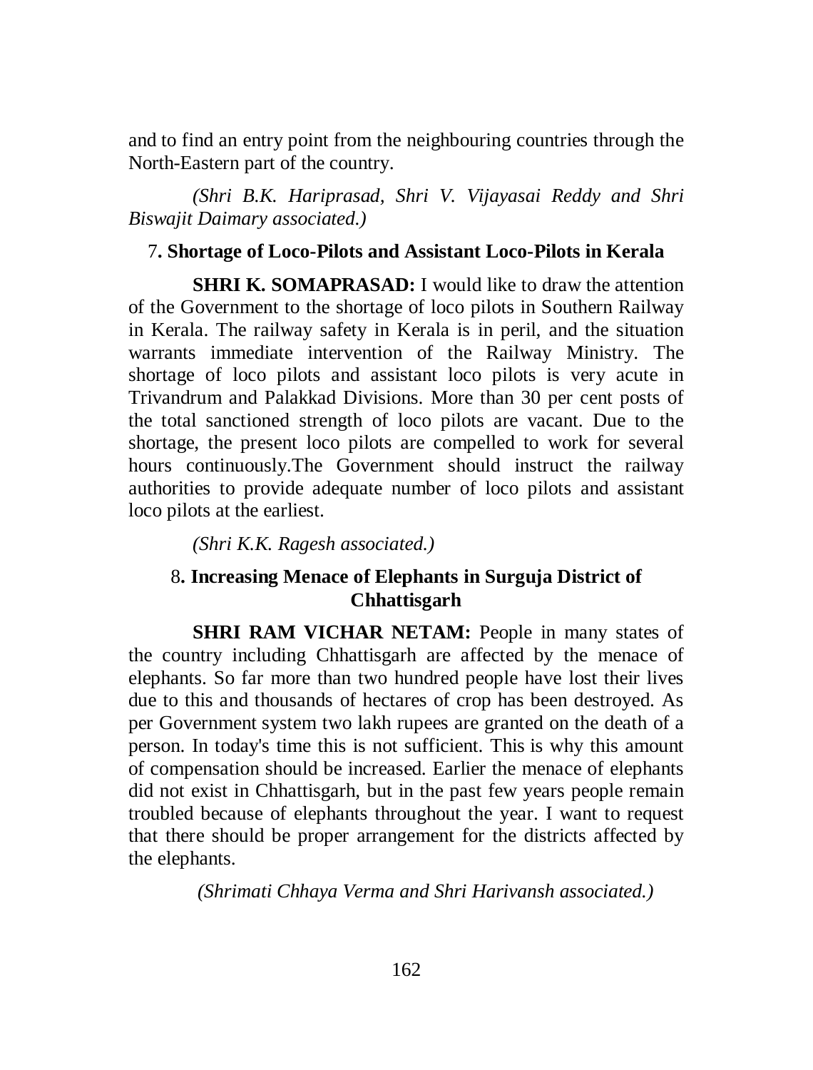and to find an entry point from the neighbouring countries through the North-Eastern part of the country.

*(Shri B.K. Hariprasad, Shri V. Vijayasai Reddy and Shri Biswajit Daimary associated.)*

### 7. Shortage of Loco-Pilots and Assistant Loco-Pilots in Kerala

**SHRI K. SOMAPRASAD:** I would like to draw the attention of the Government to the shortage of loco pilots in Southern Railway in Kerala. The railway safety in Kerala is in peril, and the situation warrants immediate intervention of the Railway Ministry. The shortage of loco pilots and assistant loco pilots is very acute in Trivandrum and Palakkad Divisions. More than 30 per cent posts of the total sanctioned strength of loco pilots are vacant. Due to the shortage, the present loco pilots are compelled to work for several hours continuously.The Government should instruct the railway authorities to provide adequate number of loco pilots and assistant loco pilots at the earliest.

*(Shri K.K. Ragesh associated.)*

### 8. Increasing Menace of Elephants in Surguja District of Chhattisgarh

**SHRI RAM VICHAR NETAM:** People in many states of the country including Chhattisgarh are affected by the menace of elephants. So far more than two hundred people have lost their lives due to this and thousands of hectares of crop has been destroyed. As per Government system two lakh rupees are granted on the death of a person. In today's time this is not sufficient. This is why this amount of compensation should be increased. Earlier the menace of elephants did not exist in Chhattisgarh, but in the past few years people remain troubled because of elephants throughout the year. I want to request that there should be proper arrangement for the districts affected by the elephants.

*(Shrimati Chhaya Verma and Shri Harivansh associated.)*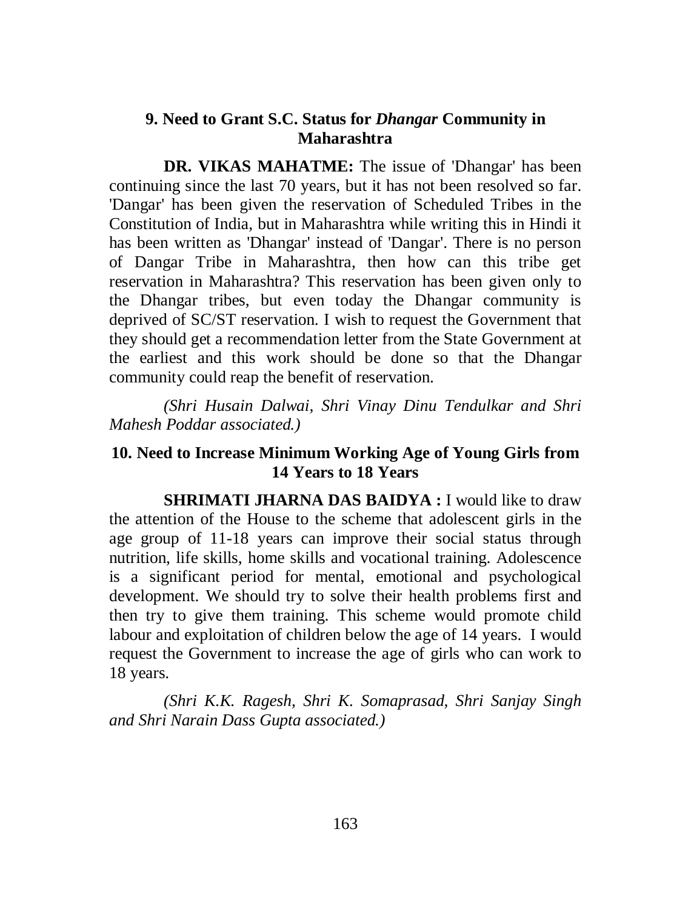## 9. Need to Grant S.C. Status for *Dhangar* Community in Maharashtra

**DR. VIKAS MAHATME:** The issue of 'Dhangar' has been continuing since the last 70 years, but it has not been resolved so far. 'Dangar' has been given the reservation of Scheduled Tribes in the Constitution of India, but in Maharashtra while writing this in Hindi it has been written as 'Dhangar' instead of 'Dangar'. There is no person of Dangar Tribe in Maharashtra, then how can this tribe get reservation in Maharashtra? This reservation has been given only to the Dhangar tribes, but even today the Dhangar community is deprived of SC/ST reservation. I wish to request the Government that they should get a recommendation letter from the State Government at the earliest and this work should be done so that the Dhangar community could reap the benefit of reservation.

*(Shri Husain Dalwai, Shri Vinay Dinu Tendulkar and Shri Mahesh Poddar associated.)*

## 10. Need to Increase Minimum Working Age of Young Girls from 14 Years to 18 Years

**SHRIMATI JHARNA DAS BAIDYA :** I would like to draw the attention of the House to the scheme that adolescent girls in the age group of 11-18 years can improve their social status through nutrition, life skills, home skills and vocational training. Adolescence is a significant period for mental, emotional and psychological development. We should try to solve their health problems first and then try to give them training. This scheme would promote child labour and exploitation of children below the age of 14 years. I would request the Government to increase the age of girls who can work to 18 years.

*(Shri K.K. Ragesh, Shri K. Somaprasad, Shri Sanjay Singh and Shri Narain Dass Gupta associated.)*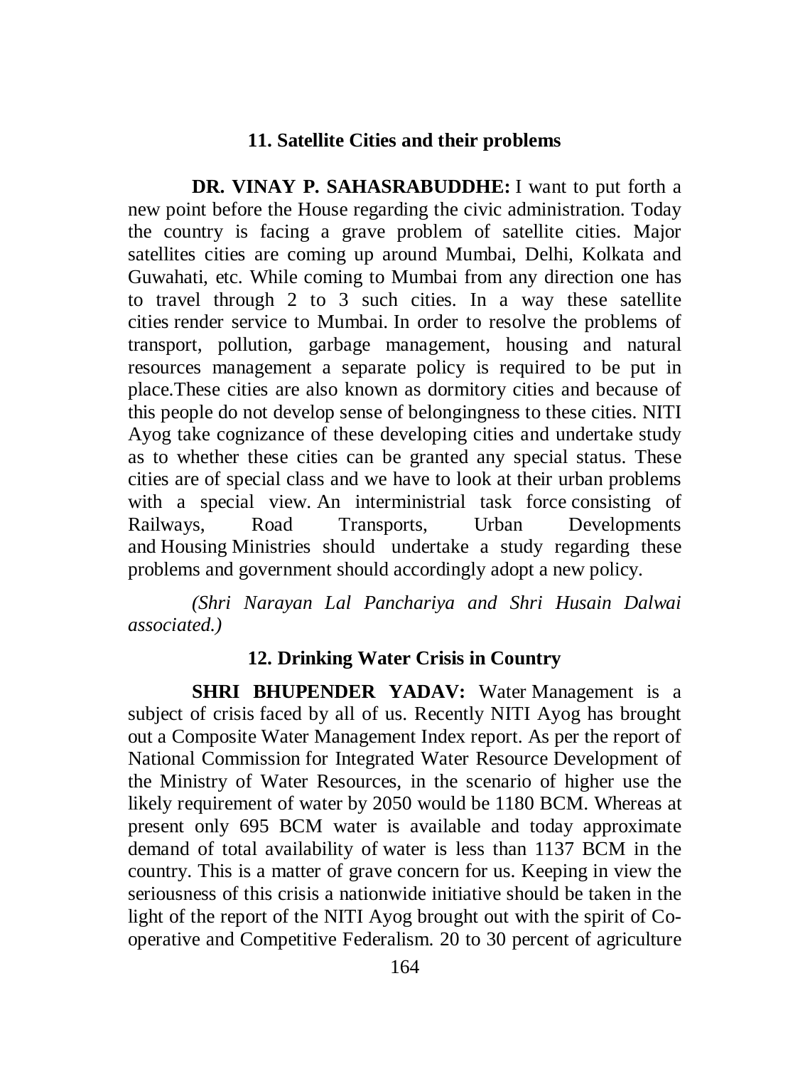## 11. Satellite Cities and their problems

**DR. VINAY P. SAHASRABUDDHE:** I want to put forth a new point before the House regarding the civic administration. Today the country is facing a grave problem of satellite cities. Major satellites cities are coming up around Mumbai, Delhi, Kolkata and Guwahati, etc. While coming to Mumbai from any direction one has to travel through 2 to 3 such cities. In a way these satellite cities render service to Mumbai. In order to resolve the problems of transport, pollution, garbage management, housing and natural resources management a separate policy is required to be put in place.These cities are also known as dormitory cities and because of this people do not develop sense of belongingness to these cities. NITI Ayog take cognizance of these developing cities and undertake study as to whether these cities can be granted any special status. These cities are of special class and we have to look at their urban problems with a special view. An interministrial task force consisting of Railways, Road Transports, Urban Developments and Housing Ministries should undertake a study regarding these problems and government should accordingly adopt a new policy.

*(Shri Narayan Lal Panchariya and Shri Husain Dalwai associated.)*

## 12. Drinking Water Crisis in Country

**SHRI BHUPENDER YADAV:** Water Management is a subject of crisis faced by all of us. Recently NITI Ayog has brought out a Composite Water Management Index report. As per the report of National Commission for Integrated Water Resource Development of the Ministry of Water Resources, in the scenario of higher use the likely requirement of water by 2050 would be 1180 BCM. Whereas at present only 695 BCM water is available and today approximate demand of total availability of water is less than 1137 BCM in the country. This is a matter of grave concern for us. Keeping in view the seriousness of this crisis a nationwide initiative should be taken in the light of the report of the NITI Ayog brought out with the spirit of Co-operative and Competitive Federalism. 20 to 30 percent of agriculture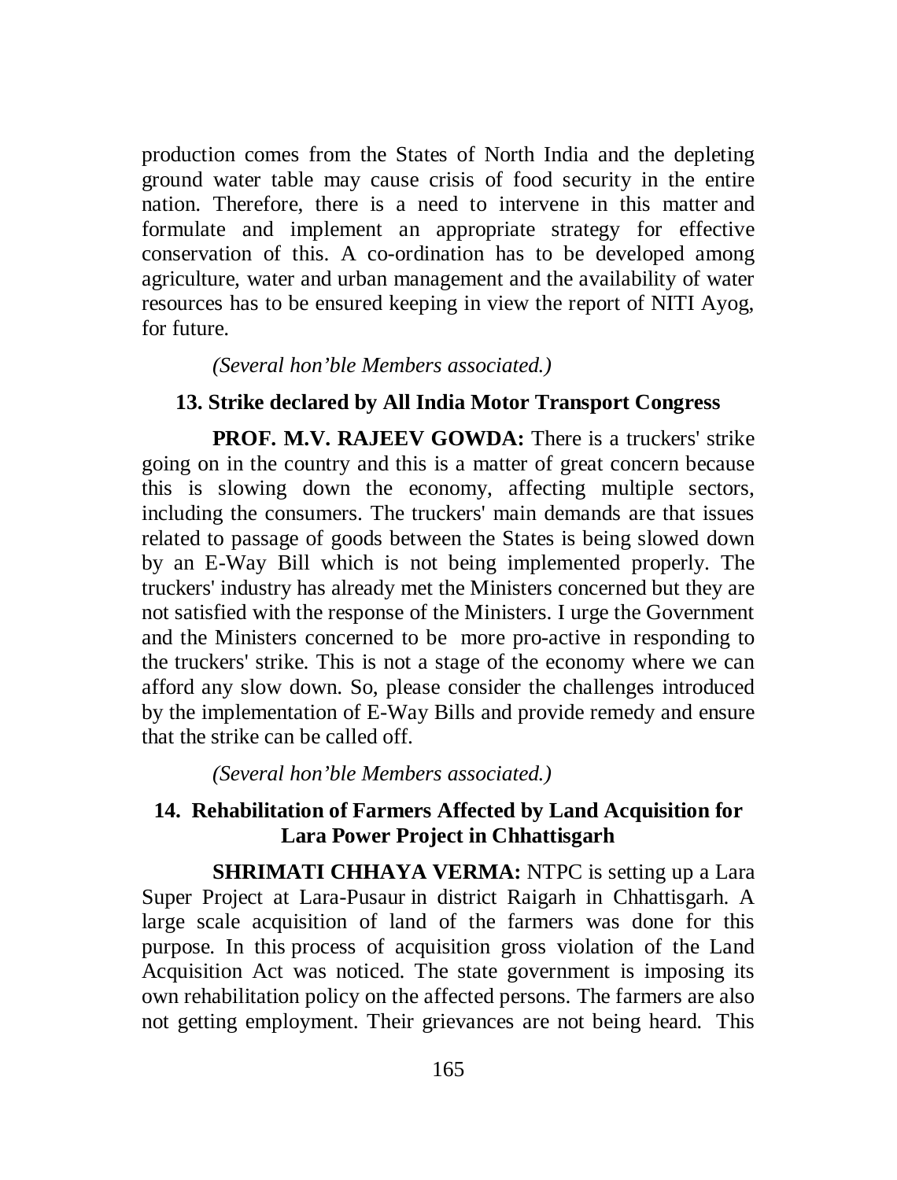production comes from the States of North India and the depleting ground water table may cause crisis of food security in the entire nation. Therefore, there is a need to intervene in this matter and formulate and implement an appropriate strategy for effective conservation of this. A co-ordination has to be developed among agriculture, water and urban management and the availability of water resources has to be ensured keeping in view the report of NITI Ayog, for future.

*(Several hon'ble Members associated.)*

### 13. Strike declared by All India Motor Transport Congress

**PROF. M.V. RAJEEV GOWDA:** There is a truckers' strike going on in the country and this is a matter of great concern because this is slowing down the economy, affecting multiple sectors, including the consumers. The truckers' main demands are that issues related to passage of goods between the States is being slowed down by an E-Way Bill which is not being implemented properly. The truckers' industry has already met the Ministers concerned but they are not satisfied with the response of the Ministers. I urge the Government and the Ministers concerned to be more pro-active in responding to the truckers' strike. This is not a stage of the economy where we can afford any slow down. So, please consider the challenges introduced by the implementation of E-Way Bills and provide remedy and ensure that the strike can be called off.

*(Several hon'ble Members associated.)*

### 14. Rehabilitation of Farmers Affected by Land Acquisition for Lara Power Project in Chhattisgarh

**SHRIMATI CHHAYA VERMA:** NTPC is setting up a Lara Super Project at Lara-Pusaur in district Raigarh in Chhattisgarh. A large scale acquisition of land of the farmers was done for this purpose. In this process of acquisition gross violation of the Land Acquisition Act was noticed. The state government is imposing its own rehabilitation policy on the affected persons. The farmers are also not getting employment. Their grievances are not being heard. This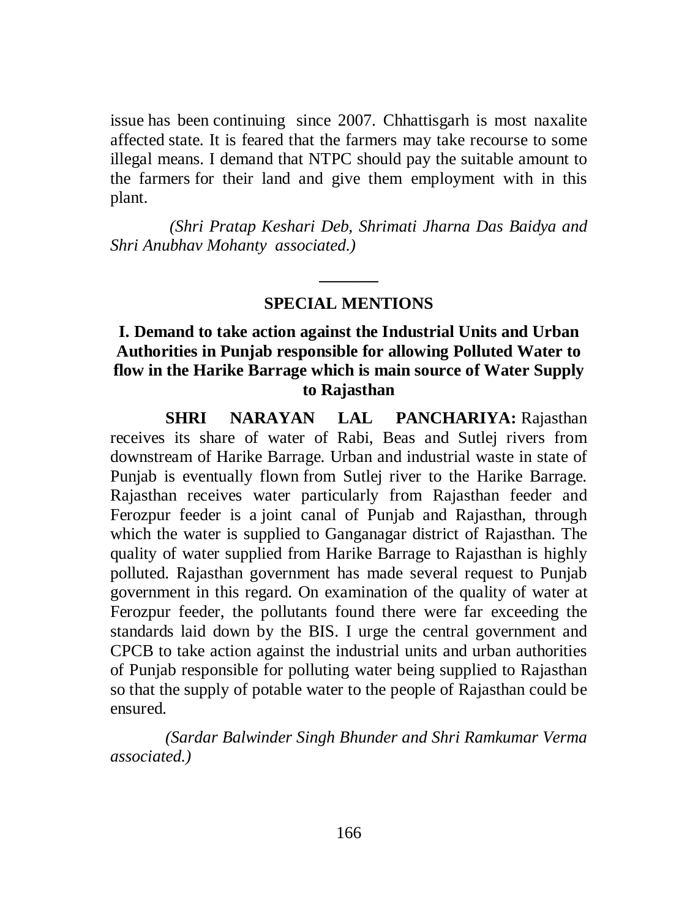issue has been continuing since 2007. Chhattisgarh is most naxalite affected state. It is feared that the farmers may take recourse to some illegal means. I demand that NTPC should pay the suitable amount to the farmers for their land and give them employment with in this plant.

*(Shri Pratap Keshari Deb, Shrimati Jharna Das Baidya and Shri Anubhav Mohanty associated.)*

---

## SPECIAL MENTIONS

### I. Demand to take action against the Industrial Units and Urban Authorities in Punjab responsible for allowing Polluted Water to flow in the Harike Barrage which is main source of Water Supply to Rajasthan

**SHRI NARAYAN LAL PANCHARIYA:** Rajasthan receives its share of water of Rabi, Beas and Sutlej rivers from downstream of Harike Barrage. Urban and industrial waste in state of Punjab is eventually flown from Sutlej river to the Harike Barrage. Rajasthan receives water particularly from Rajasthan feeder and Ferozpur feeder is a joint canal of Punjab and Rajasthan, through which the water is supplied to Ganganagar district of Rajasthan. The quality of water supplied from Harike Barrage to Rajasthan is highly polluted. Rajasthan government has made several request to Punjab government in this regard. On examination of the quality of water at Ferozpur feeder, the pollutants found there were far exceeding the standards laid down by the BIS. I urge the central government and CPCB to take action against the industrial units and urban authorities of Punjab responsible for polluting water being supplied to Rajasthan so that the supply of potable water to the people of Rajasthan could be ensured.

*(Sardar Balwinder Singh Bhunder and Shri Ramkumar Verma associated.)*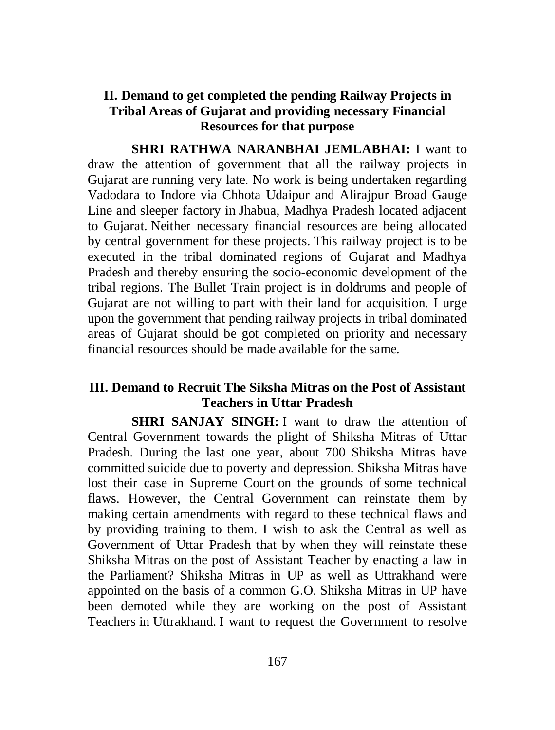### II. Demand to get completed the pending Railway Projects in Tribal Areas of Gujarat and providing necessary Financial Resources for that purpose

**SHRI RATHWA NARANBHAI JEMLABHAI:** I want to draw the attention of government that all the railway projects in Gujarat are running very late. No work is being undertaken regarding Vadodara to Indore via Chhota Udaipur and Alirajpur Broad Gauge Line and sleeper factory in Jhabua, Madhya Pradesh located adjacent to Gujarat. Neither necessary financial resources are being allocated by central government for these projects. This railway project is to be executed in the tribal dominated regions of Gujarat and Madhya Pradesh and thereby ensuring the socio-economic development of the tribal regions. The Bullet Train project is in doldrums and people of Gujarat are not willing to part with their land for acquisition. I urge upon the government that pending railway projects in tribal dominated areas of Gujarat should be got completed on priority and necessary financial resources should be made available for the same.

### III. Demand to Recruit The Siksha Mitras on the Post of Assistant Teachers in Uttar Pradesh

**SHRI SANJAY SINGH:** I want to draw the attention of Central Government towards the plight of Shiksha Mitras of Uttar Pradesh. During the last one year, about 700 Shiksha Mitras have committed suicide due to poverty and depression. Shiksha Mitras have lost their case in Supreme Court on the grounds of some technical flaws. However, the Central Government can reinstate them by making certain amendments with regard to these technical flaws and by providing training to them. I wish to ask the Central as well as Government of Uttar Pradesh that by when they will reinstate these Shiksha Mitras on the post of Assistant Teacher by enacting a law in the Parliament? Shiksha Mitras in UP as well as Uttrakhand were appointed on the basis of a common G.O. Shiksha Mitras in UP have been demoted while they are working on the post of Assistant Teachers in Uttrakhand. I want to request the Government to resolve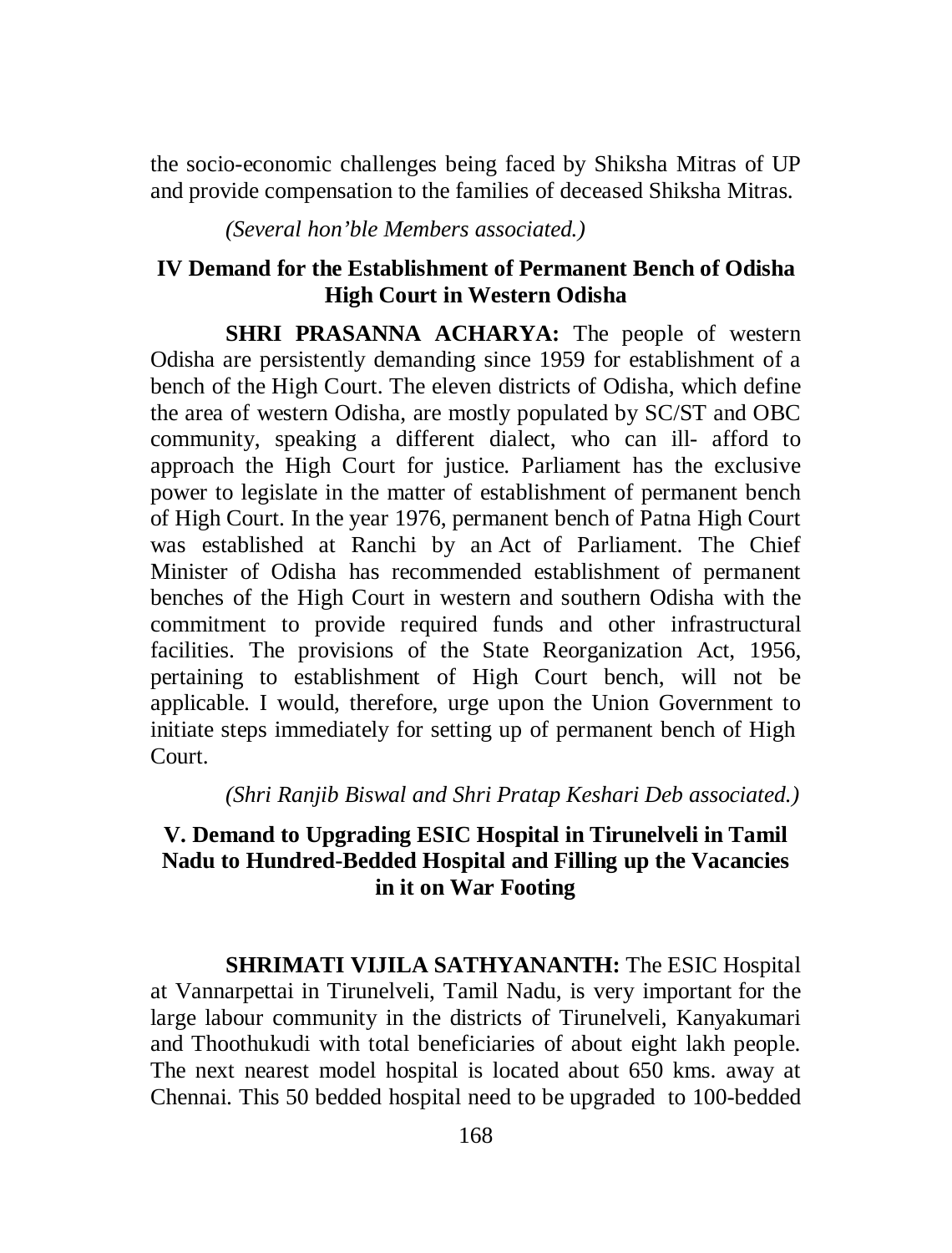the socio-economic challenges being faced by Shiksha Mitras of UP and provide compensation to the families of deceased Shiksha Mitras.

*(Several hon'ble Members associated.)*

## IV Demand for the Establishment of Permanent Bench of Odisha High Court in Western Odisha

**SHRI PRASANNA ACHARYA:** The people of western Odisha are persistently demanding since 1959 for establishment of a bench of the High Court. The eleven districts of Odisha, which define the area of western Odisha, are mostly populated by SC/ST and OBC community, speaking a different dialect, who can ill- afford to approach the High Court for justice. Parliament has the exclusive power to legislate in the matter of establishment of permanent bench of High Court. In the year 1976, permanent bench of Patna High Court was established at Ranchi by an Act of Parliament. The Chief Minister of Odisha has recommended establishment of permanent benches of the High Court in western and southern Odisha with the commitment to provide required funds and other infrastructural facilities. The provisions of the State Reorganization Act, 1956, pertaining to establishment of High Court bench, will not be applicable. I would, therefore, urge upon the Union Government to initiate steps immediately for setting up of permanent bench of High Court.

*(Shri Ranjib Biswal and Shri Pratap Keshari Deb associated.)*

## V. Demand to Upgrading ESIC Hospital in Tirunelveli in Tamil Nadu to Hundred-Bedded Hospital and Filling up the Vacancies in it on War Footing

**SHRIMATI VIJILA SATHYANANTH:** The ESIC Hospital at Vannarpettai in Tirunelveli, Tamil Nadu, is very important for the large labour community in the districts of Tirunelveli, Kanyakumari and Thoothukudi with total beneficiaries of about eight lakh people. The next nearest model hospital is located about 650 kms. away at Chennai. This 50 bedded hospital need to be upgraded to 100-bedded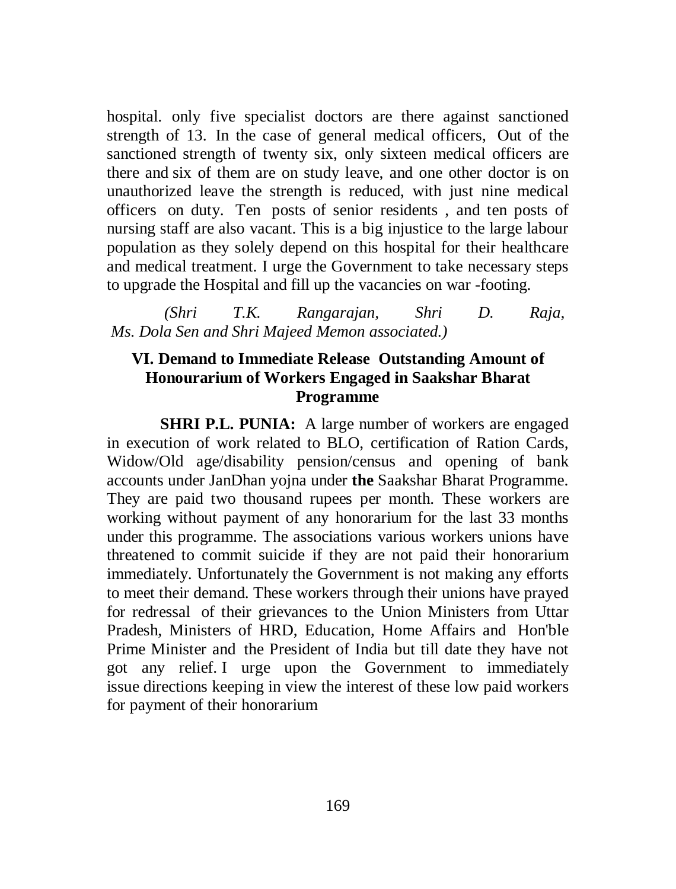hospital. only five specialist doctors are there against sanctioned strength of 13. In the case of general medical officers, Out of the sanctioned strength of twenty six, only sixteen medical officers are there and six of them are on study leave, and one other doctor is on unauthorized leave the strength is reduced, with just nine medical officers on duty. Ten posts of senior residents , and ten posts of nursing staff are also vacant. This is a big injustice to the large labour population as they solely depend on this hospital for their healthcare and medical treatment. I urge the Government to take necessary steps to upgrade the Hospital and fill up the vacancies on war -footing.

*(Shri T.K. Rangarajan, Shri D. Raja, Ms. Dola Sen and Shri Majeed Memon associated.)*

## VI. Demand to Immediate Release Outstanding Amount of Honourarium of Workers Engaged in Saakshar Bharat Programme

**SHRI P.L. PUNIA:** A large number of workers are engaged in execution of work related to BLO, certification of Ration Cards, Widow/Old age/disability pension/census and opening of bank accounts under JanDhan yojna under **the** Saakshar Bharat Programme. They are paid two thousand rupees per month. These workers are working without payment of any honorarium for the last 33 months under this programme. The associations various workers unions have threatened to commit suicide if they are not paid their honorarium immediately. Unfortunately the Government is not making any efforts to meet their demand. These workers through their unions have prayed for redressal of their grievances to the Union Ministers from Uttar Pradesh, Ministers of HRD, Education, Home Affairs and Hon'ble Prime Minister and the President of India but till date they have not got any relief. I urge upon the Government to immediately issue directions keeping in view the interest of these low paid workers for payment of their honorarium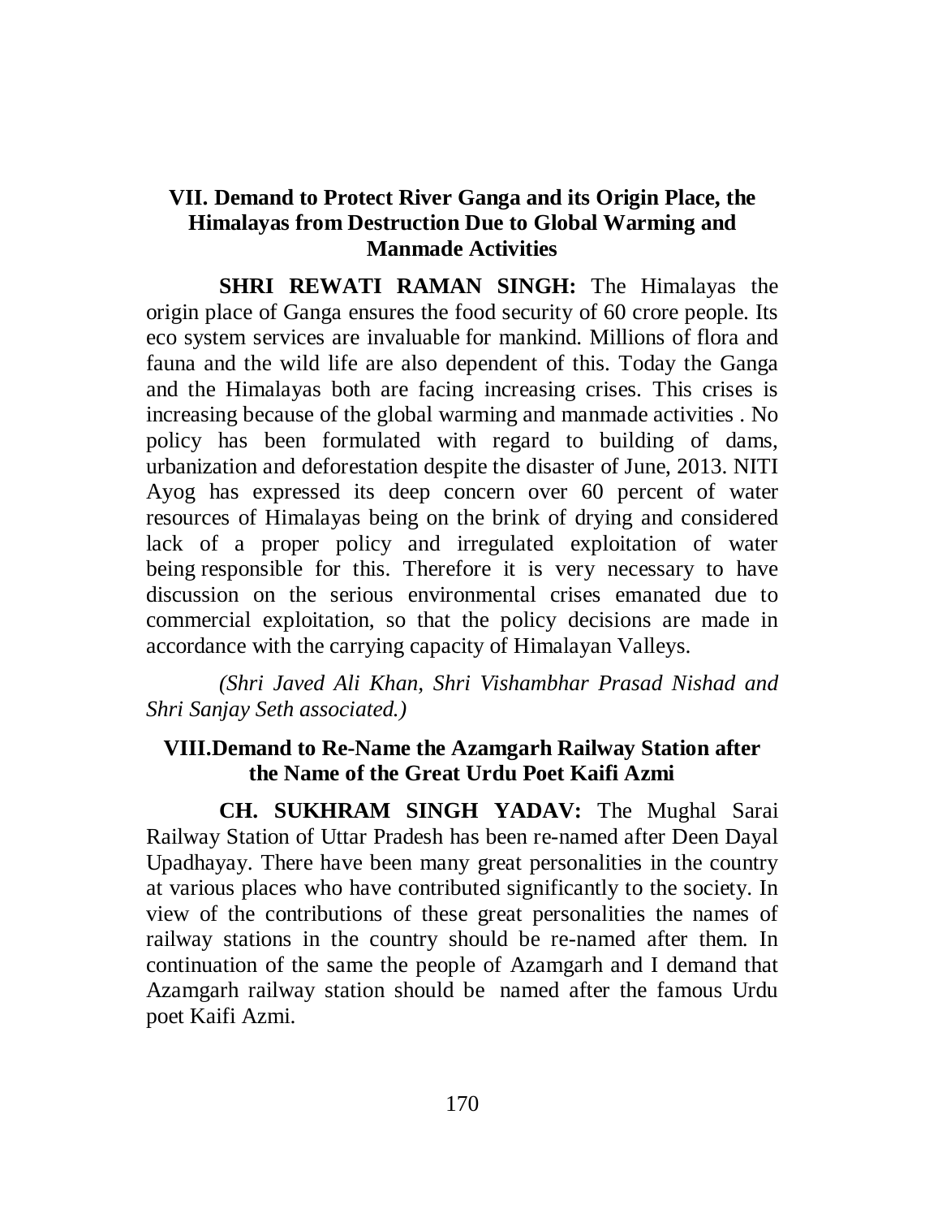## VII. Demand to Protect River Ganga and its Origin Place, the Himalayas from Destruction Due to Global Warming and Manmade Activities

**SHRI REWATI RAMAN SINGH:** The Himalayas the origin place of Ganga ensures the food security of 60 crore people. Its eco system services are invaluable for mankind. Millions of flora and fauna and the wild life are also dependent of this. Today the Ganga and the Himalayas both are facing increasing crises. This crises is increasing because of the global warming and manmade activities . No policy has been formulated with regard to building of dams, urbanization and deforestation despite the disaster of June, 2013. NITI Ayog has expressed its deep concern over 60 percent of water resources of Himalayas being on the brink of drying and considered lack of a proper policy and irregulated exploitation of water being responsible for this. Therefore it is very necessary to have discussion on the serious environmental crises emanated due to commercial exploitation, so that the policy decisions are made in accordance with the carrying capacity of Himalayan Valleys.

*(Shri Javed Ali Khan, Shri Vishambhar Prasad Nishad and Shri Sanjay Seth associated.)*

## VIII.Demand to Re-Name the Azamgarh Railway Station after the Name of the Great Urdu Poet Kaifi Azmi

**CH. SUKHRAM SINGH YADAV:** The Mughal Sarai Railway Station of Uttar Pradesh has been re-named after Deen Dayal Upadhayay. There have been many great personalities in the country at various places who have contributed significantly to the society. In view of the contributions of these great personalities the names of railway stations in the country should be re-named after them. In continuation of the same the people of Azamgarh and I demand that Azamgarh railway station should be named after the famous Urdu poet Kaifi Azmi.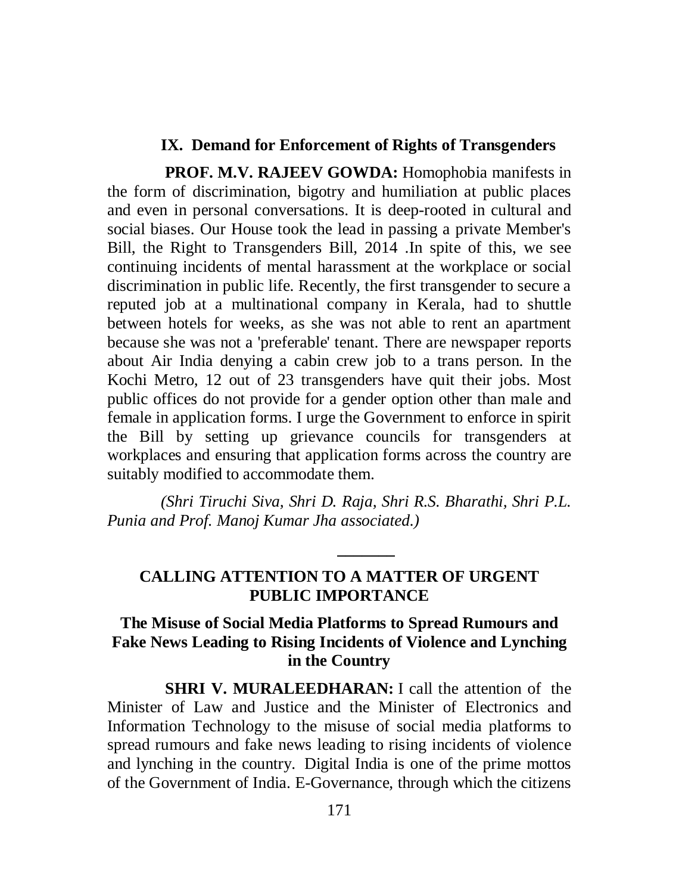### IX. Demand for Enforcement of Rights of Transgenders

**PROF. M.V. RAJEEV GOWDA:** Homophobia manifests in the form of discrimination, bigotry and humiliation at public places and even in personal conversations. It is deep-rooted in cultural and social biases. Our House took the lead in passing a private Member's Bill, the Right to Transgenders Bill, 2014 .In spite of this, we see continuing incidents of mental harassment at the workplace or social discrimination in public life. Recently, the first transgender to secure a reputed job at a multinational company in Kerala, had to shuttle between hotels for weeks, as she was not able to rent an apartment because she was not a 'preferable' tenant. There are newspaper reports about Air India denying a cabin crew job to a trans person. In the Kochi Metro, 12 out of 23 transgenders have quit their jobs. Most public offices do not provide for a gender option other than male and female in application forms. I urge the Government to enforce in spirit the Bill by setting up grievance councils for transgenders at workplaces and ensuring that application forms across the country are suitably modified to accommodate them.

*(Shri Tiruchi Siva, Shri D. Raja, Shri R.S. Bharathi, Shri P.L. Punia and Prof. Manoj Kumar Jha associated.)*

---

## CALLING ATTENTION TO A MATTER OF URGENT PUBLIC IMPORTANCE

### The Misuse of Social Media Platforms to Spread Rumours and Fake News Leading to Rising Incidents of Violence and Lynching in the Country

**SHRI V. MURALEEDHARAN:** I call the attention of the Minister of Law and Justice and the Minister of Electronics and Information Technology to the misuse of social media platforms to spread rumours and fake news leading to rising incidents of violence and lynching in the country. Digital India is one of the prime mottos of the Government of India. E-Governance, through which the citizens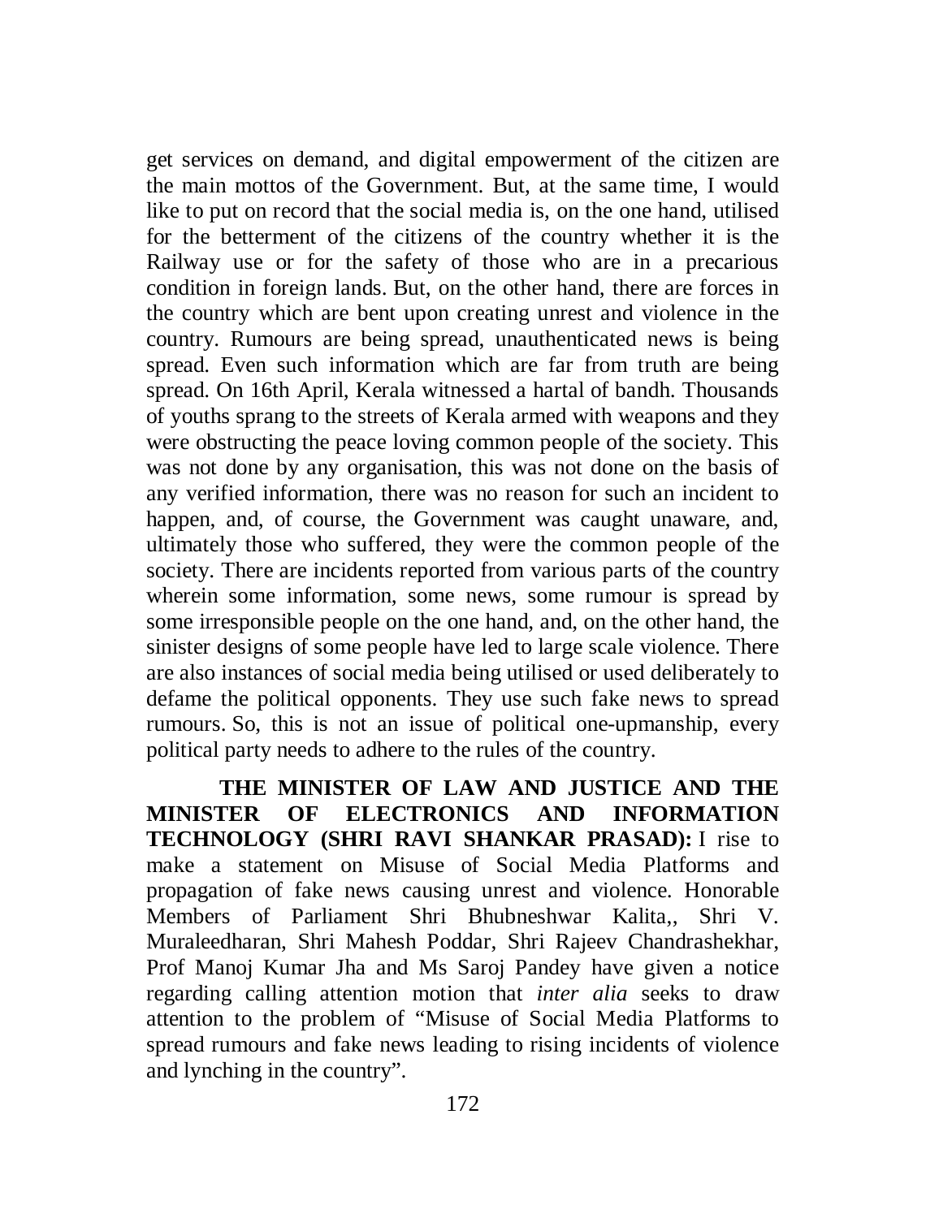get services on demand, and digital empowerment of the citizen are the main mottos of the Government. But, at the same time, I would like to put on record that the social media is, on the one hand, utilised for the betterment of the citizens of the country whether it is the Railway use or for the safety of those who are in a precarious condition in foreign lands. But, on the other hand, there are forces in the country which are bent upon creating unrest and violence in the country. Rumours are being spread, unauthenticated news is being spread. Even such information which are far from truth are being spread. On 16th April, Kerala witnessed a hartal of bandh. Thousands of youths sprang to the streets of Kerala armed with weapons and they were obstructing the peace loving common people of the society. This was not done by any organisation, this was not done on the basis of any verified information, there was no reason for such an incident to happen, and, of course, the Government was caught unaware, and, ultimately those who suffered, they were the common people of the society. There are incidents reported from various parts of the country wherein some information, some news, some rumour is spread by some irresponsible people on the one hand, and, on the other hand, the sinister designs of some people have led to large scale violence. There are also instances of social media being utilised or used deliberately to defame the political opponents. They use such fake news to spread rumours. So, this is not an issue of political one-upmanship, every political party needs to adhere to the rules of the country.

**THE MINISTER OF LAW AND JUSTICE AND THE MINISTER OF ELECTRONICS AND INFORMATION TECHNOLOGY (SHRI RAVI SHANKAR PRASAD):** I rise to make a statement on Misuse of Social Media Platforms and propagation of fake news causing unrest and violence. Honorable Members of Parliament Shri Bhubneshwar Kalita,, Shri V. Muraleedharan, Shri Mahesh Poddar, Shri Rajeev Chandrashekhar, Prof Manoj Kumar Jha and Ms Saroj Pandey have given a notice regarding calling attention motion that *inter alia* seeks to draw attention to the problem of "Misuse of Social Media Platforms to spread rumours and fake news leading to rising incidents of violence and lynching in the country".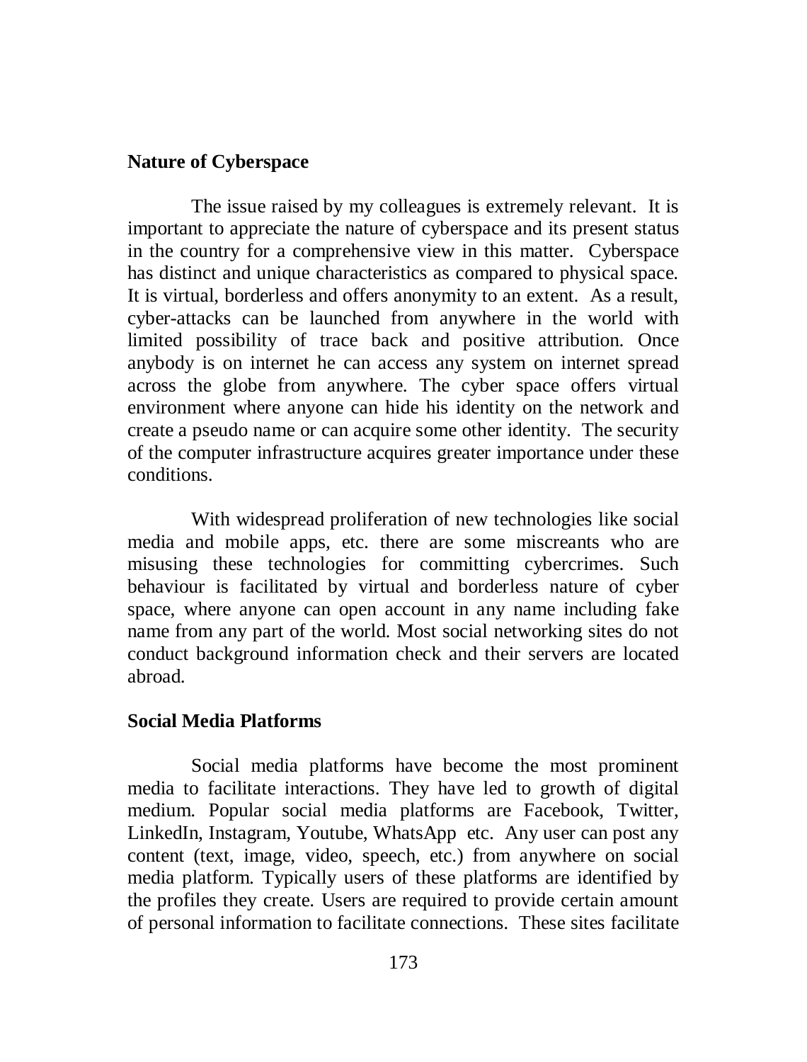**Nature of Cyberspace**

The issue raised by my colleagues is extremely relevant. It is important to appreciate the nature of cyberspace and its present status in the country for a comprehensive view in this matter. Cyberspace has distinct and unique characteristics as compared to physical space. It is virtual, borderless and offers anonymity to an extent. As a result, cyber-attacks can be launched from anywhere in the world with limited possibility of trace back and positive attribution. Once anybody is on internet he can access any system on internet spread across the globe from anywhere. The cyber space offers virtual environment where anyone can hide his identity on the network and create a pseudo name or can acquire some other identity. The security of the computer infrastructure acquires greater importance under these conditions.

With widespread proliferation of new technologies like social media and mobile apps, etc. there are some miscreants who are misusing these technologies for committing cybercrimes. Such behaviour is facilitated by virtual and borderless nature of cyber space, where anyone can open account in any name including fake name from any part of the world. Most social networking sites do not conduct background information check and their servers are located abroad.

**Social Media Platforms**

Social media platforms have become the most prominent media to facilitate interactions. They have led to growth of digital medium. Popular social media platforms are Facebook, Twitter, LinkedIn, Instagram, Youtube, WhatsApp etc. Any user can post any content (text, image, video, speech, etc.) from anywhere on social media platform. Typically users of these platforms are identified by the profiles they create. Users are required to provide certain amount of personal information to facilitate connections. These sites facilitate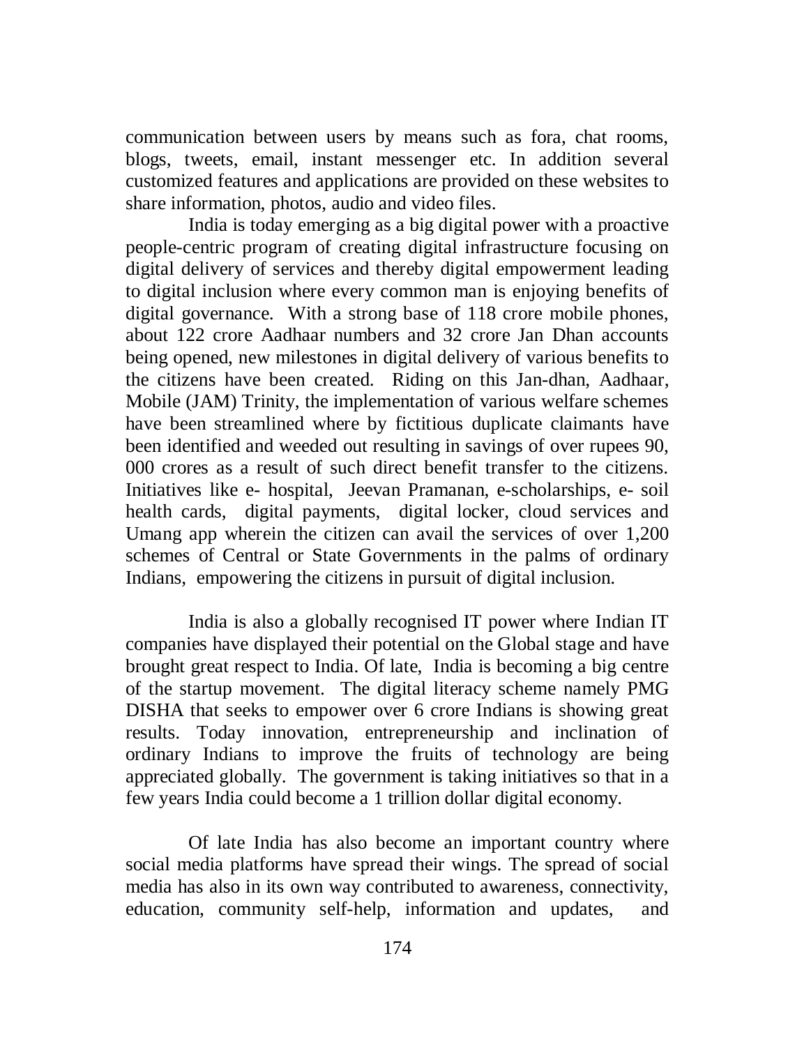communication between users by means such as fora, chat rooms, blogs, tweets, email, instant messenger etc. In addition several customized features and applications are provided on these websites to share information, photos, audio and video files.

India is today emerging as a big digital power with a proactive people-centric program of creating digital infrastructure focusing on digital delivery of services and thereby digital empowerment leading to digital inclusion where every common man is enjoying benefits of digital governance. With a strong base of 118 crore mobile phones, about 122 crore Aadhaar numbers and 32 crore Jan Dhan accounts being opened, new milestones in digital delivery of various benefits to the citizens have been created. Riding on this Jan-dhan, Aadhaar, Mobile (JAM) Trinity, the implementation of various welfare schemes have been streamlined where by fictitious duplicate claimants have been identified and weeded out resulting in savings of over rupees 90, 000 crores as a result of such direct benefit transfer to the citizens. Initiatives like e- hospital, Jeevan Pramanan, e-scholarships, e- soil health cards, digital payments, digital locker, cloud services and Umang app wherein the citizen can avail the services of over 1,200 schemes of Central or State Governments in the palms of ordinary Indians, empowering the citizens in pursuit of digital inclusion.

India is also a globally recognised IT power where Indian IT companies have displayed their potential on the Global stage and have brought great respect to India. Of late, India is becoming a big centre of the startup movement. The digital literacy scheme namely PMG DISHA that seeks to empower over 6 crore Indians is showing great results. Today innovation, entrepreneurship and inclination of ordinary Indians to improve the fruits of technology are being appreciated globally. The government is taking initiatives so that in a few years India could become a 1 trillion dollar digital economy.

Of late India has also become an important country where social media platforms have spread their wings. The spread of social media has also in its own way contributed to awareness, connectivity, education, community self-help, information and updates, and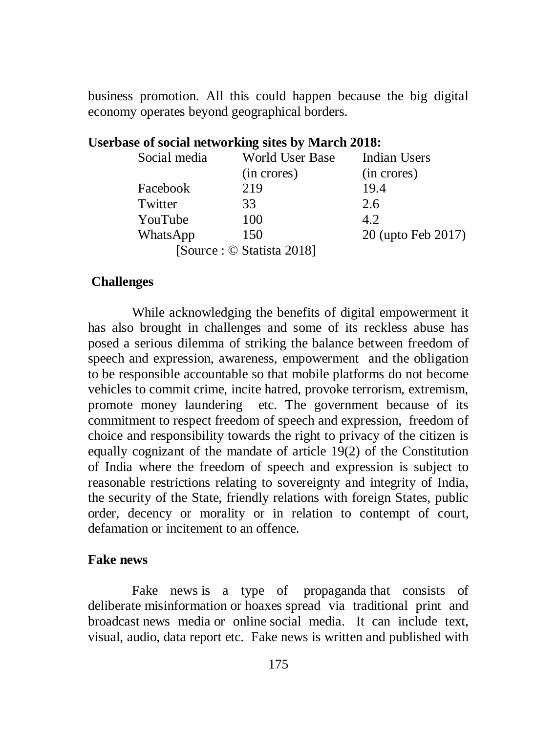business promotion. All this could happen because the big digital economy operates beyond geographical borders.

**Userbase of social networking sites by March 2018:**

| Social media | World User Base (in crores) | Indian Users (in crores) |
|---|---|---|
| Facebook | 219 | 19.4 |
| Twitter | 33 | 2.6 |
| YouTube | 100 | 4.2 |
| WhatsApp | 150 | 20 (upto Feb 2017) |

[Source : © Statista 2018]

**Challenges**

While acknowledging the benefits of digital empowerment it has also brought in challenges and some of its reckless abuse has posed a serious dilemma of striking the balance between freedom of speech and expression, awareness, empowerment and the obligation to be responsible accountable so that mobile platforms do not become vehicles to commit crime, incite hatred, provoke terrorism, extremism, promote money laundering etc. The government because of its commitment to respect freedom of speech and expression, freedom of choice and responsibility towards the right to privacy of the citizen is equally cognizant of the mandate of article 19(2) of the Constitution of India where the freedom of speech and expression is subject to reasonable restrictions relating to sovereignty and integrity of India, the security of the State, friendly relations with foreign States, public order, decency or morality or in relation to contempt of court, defamation or incitement to an offence.

**Fake news**

Fake news is a type of propaganda that consists of deliberate misinformation or hoaxes spread via traditional print and broadcast news media or online social media. It can include text, visual, audio, data report etc. Fake news is written and published with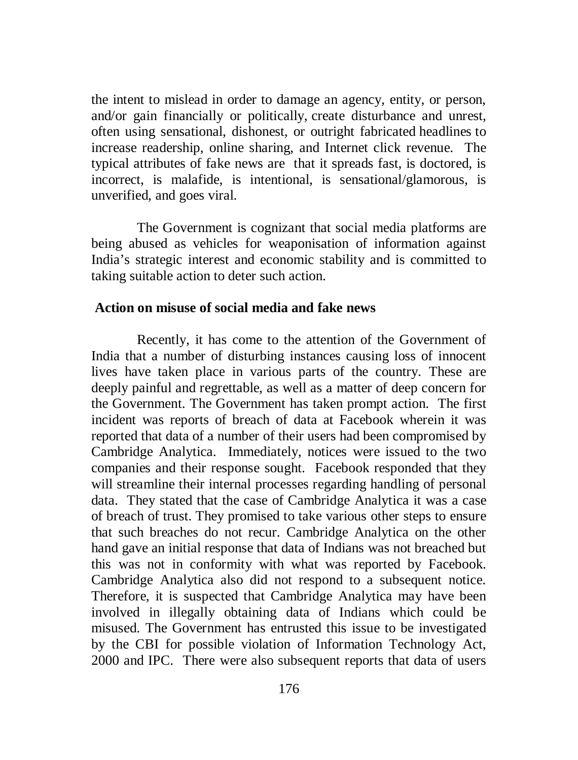the intent to mislead in order to damage an agency, entity, or person, and/or gain financially or politically, create disturbance and unrest, often using sensational, dishonest, or outright fabricated headlines to increase readership, online sharing, and Internet click revenue. The typical attributes of fake news are that it spreads fast, is doctored, is incorrect, is malafide, is intentional, is sensational/glamorous, is unverified, and goes viral.

The Government is cognizant that social media platforms are being abused as vehicles for weaponisation of information against India's strategic interest and economic stability and is committed to taking suitable action to deter such action.

**Action on misuse of social media and fake news**

Recently, it has come to the attention of the Government of India that a number of disturbing instances causing loss of innocent lives have taken place in various parts of the country. These are deeply painful and regrettable, as well as a matter of deep concern for the Government. The Government has taken prompt action. The first incident was reports of breach of data at Facebook wherein it was reported that data of a number of their users had been compromised by Cambridge Analytica. Immediately, notices were issued to the two companies and their response sought. Facebook responded that they will streamline their internal processes regarding handling of personal data. They stated that the case of Cambridge Analytica it was a case of breach of trust. They promised to take various other steps to ensure that such breaches do not recur. Cambridge Analytica on the other hand gave an initial response that data of Indians was not breached but this was not in conformity with what was reported by Facebook. Cambridge Analytica also did not respond to a subsequent notice. Therefore, it is suspected that Cambridge Analytica may have been involved in illegally obtaining data of Indians which could be misused. The Government has entrusted this issue to be investigated by the CBI for possible violation of Information Technology Act, 2000 and IPC. There were also subsequent reports that data of users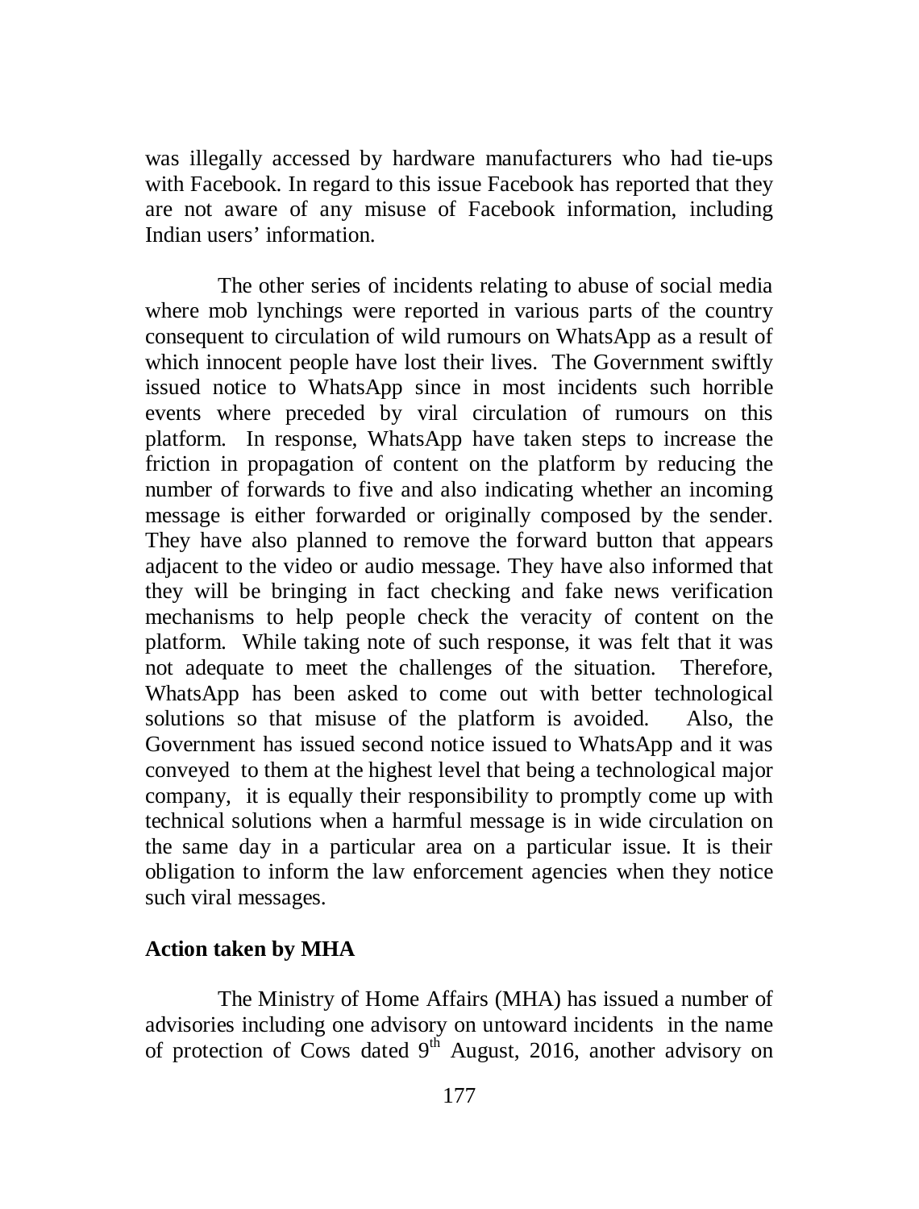was illegally accessed by hardware manufacturers who had tie-ups with Facebook. In regard to this issue Facebook has reported that they are not aware of any misuse of Facebook information, including Indian users' information.

The other series of incidents relating to abuse of social media where mob lynchings were reported in various parts of the country consequent to circulation of wild rumours on WhatsApp as a result of which innocent people have lost their lives. The Government swiftly issued notice to WhatsApp since in most incidents such horrible events where preceded by viral circulation of rumours on this platform. In response, WhatsApp have taken steps to increase the friction in propagation of content on the platform by reducing the number of forwards to five and also indicating whether an incoming message is either forwarded or originally composed by the sender. They have also planned to remove the forward button that appears adjacent to the video or audio message. They have also informed that they will be bringing in fact checking and fake news verification mechanisms to help people check the veracity of content on the platform. While taking note of such response, it was felt that it was not adequate to meet the challenges of the situation. Therefore, WhatsApp has been asked to come out with better technological solutions so that misuse of the platform is avoided. Also, the Government has issued second notice issued to WhatsApp and it was conveyed to them at the highest level that being a technological major company, it is equally their responsibility to promptly come up with technical solutions when a harmful message is in wide circulation on the same day in a particular area on a particular issue. It is their obligation to inform the law enforcement agencies when they notice such viral messages.

**Action taken by MHA**

The Ministry of Home Affairs (MHA) has issued a number of advisories including one advisory on untoward incidents in the name of protection of Cows dated 9th August, 2016, another advisory on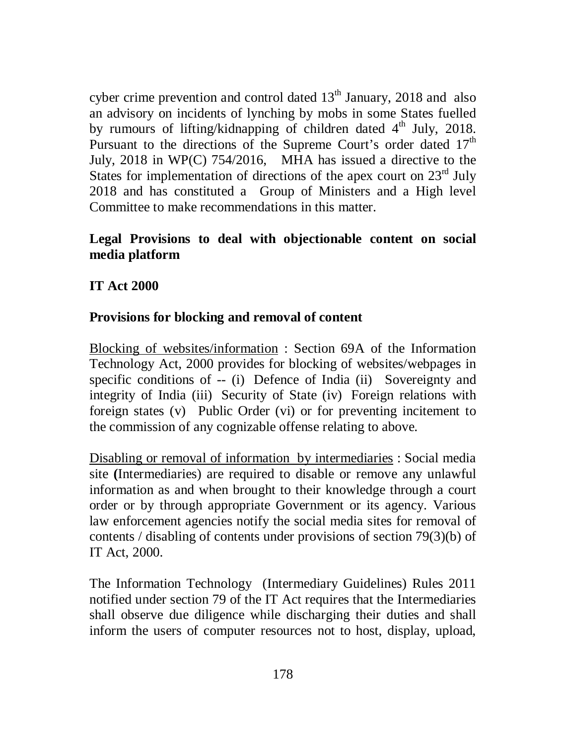cyber crime prevention and control dated 13th January, 2018 and also an advisory on incidents of lynching by mobs in some States fuelled by rumours of lifting/kidnapping of children dated 4th July, 2018. Pursuant to the directions of the Supreme Court's order dated 17th July, 2018 in WP(C) 754/2016, MHA has issued a directive to the States for implementation of directions of the apex court on 23rd July 2018 and has constituted a Group of Ministers and a High level Committee to make recommendations in this matter.

**Legal Provisions to deal with objectionable content on social media platform**

**IT Act 2000**

**Provisions for blocking and removal of content**

Blocking of websites/information : Section 69A of the Information Technology Act, 2000 provides for blocking of websites/webpages in specific conditions of -- (i) Defence of India (ii) Sovereignty and integrity of India (iii) Security of State (iv) Foreign relations with foreign states (v) Public Order (vi) or for preventing incitement to the commission of any cognizable offense relating to above.

Disabling or removal of information by intermediaries : Social media site **(**Intermediaries) are required to disable or remove any unlawful information as and when brought to their knowledge through a court order or by through appropriate Government or its agency. Various law enforcement agencies notify the social media sites for removal of contents / disabling of contents under provisions of section 79(3)(b) of IT Act, 2000.

The Information Technology (Intermediary Guidelines) Rules 2011 notified under section 79 of the IT Act requires that the Intermediaries shall observe due diligence while discharging their duties and shall inform the users of computer resources not to host, display, upload,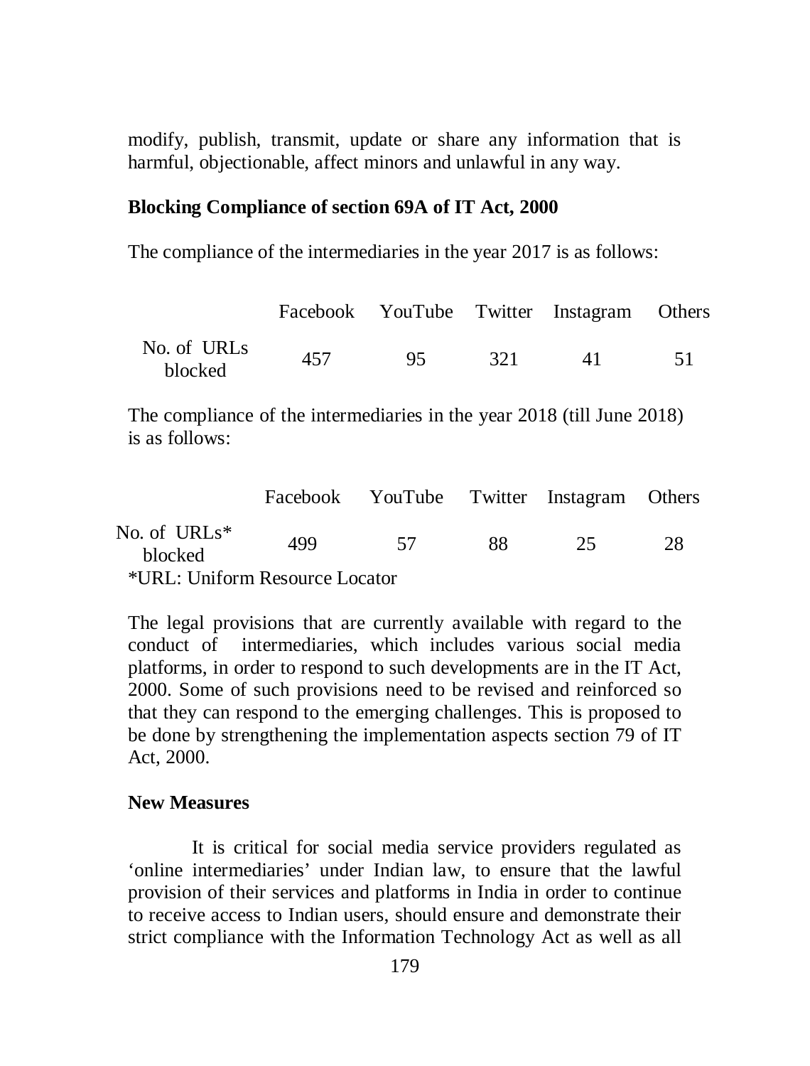modify, publish, transmit, update or share any information that is harmful, objectionable, affect minors and unlawful in any way.

**Blocking Compliance of section 69A of IT Act, 2000**

The compliance of the intermediaries in the year 2017 is as follows:

| | Facebook | YouTube | Twitter | Instagram | Others |
|---|---|---|---|---|---|
| No. of URLs blocked | 457 | 95 | 321 | 41 | 51 |

The compliance of the intermediaries in the year 2018 (till June 2018) is as follows:

| | Facebook | YouTube | Twitter | Instagram | Others |
|---|---|---|---|---|---|
| No. of URLs* blocked | 499 | 57 | 88 | 25 | 28 |

*URL: Uniform Resource Locator

The legal provisions that are currently available with regard to the conduct of intermediaries, which includes various social media platforms, in order to respond to such developments are in the IT Act, 2000. Some of such provisions need to be revised and reinforced so that they can respond to the emerging challenges. This is proposed to be done by strengthening the implementation aspects section 79 of IT Act, 2000.

**New Measures**

It is critical for social media service providers regulated as 'online intermediaries' under Indian law, to ensure that the lawful provision of their services and platforms in India in order to continue to receive access to Indian users, should ensure and demonstrate their strict compliance with the Information Technology Act as well as all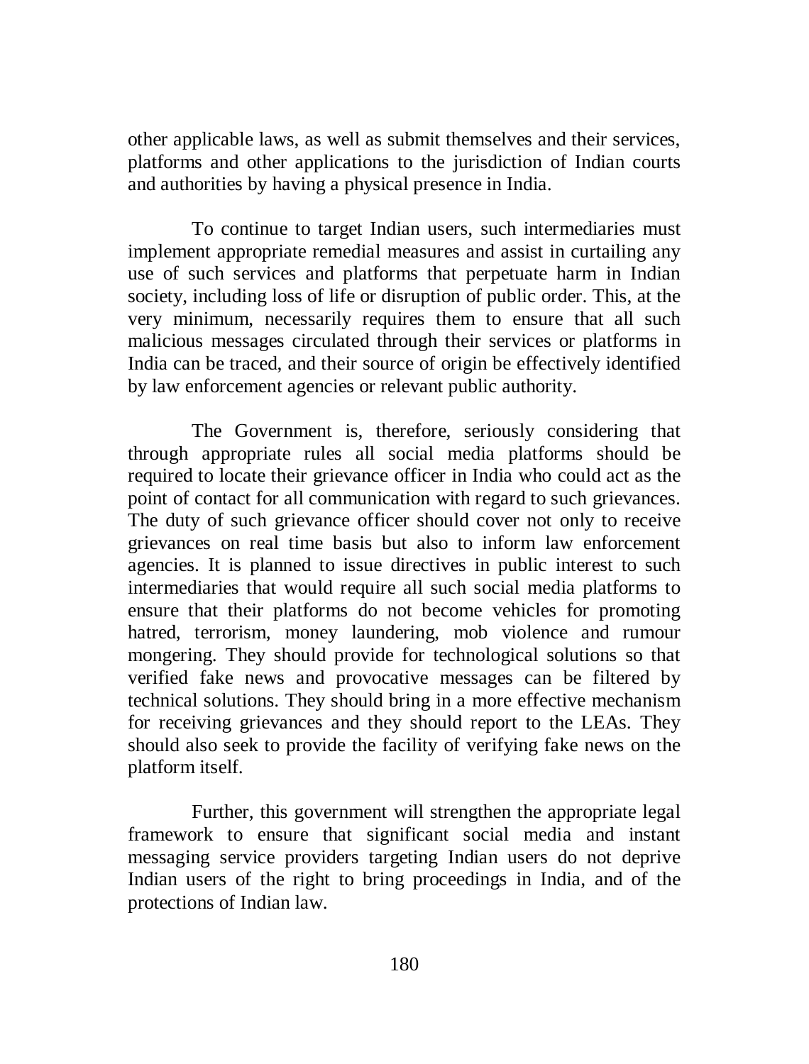other applicable laws, as well as submit themselves and their services, platforms and other applications to the jurisdiction of Indian courts and authorities by having a physical presence in India.

To continue to target Indian users, such intermediaries must implement appropriate remedial measures and assist in curtailing any use of such services and platforms that perpetuate harm in Indian society, including loss of life or disruption of public order. This, at the very minimum, necessarily requires them to ensure that all such malicious messages circulated through their services or platforms in India can be traced, and their source of origin be effectively identified by law enforcement agencies or relevant public authority.

The Government is, therefore, seriously considering that through appropriate rules all social media platforms should be required to locate their grievance officer in India who could act as the point of contact for all communication with regard to such grievances. The duty of such grievance officer should cover not only to receive grievances on real time basis but also to inform law enforcement agencies. It is planned to issue directives in public interest to such intermediaries that would require all such social media platforms to ensure that their platforms do not become vehicles for promoting hatred, terrorism, money laundering, mob violence and rumour mongering. They should provide for technological solutions so that verified fake news and provocative messages can be filtered by technical solutions. They should bring in a more effective mechanism for receiving grievances and they should report to the LEAs. They should also seek to provide the facility of verifying fake news on the platform itself.

Further, this government will strengthen the appropriate legal framework to ensure that significant social media and instant messaging service providers targeting Indian users do not deprive Indian users of the right to bring proceedings in India, and of the protections of Indian law.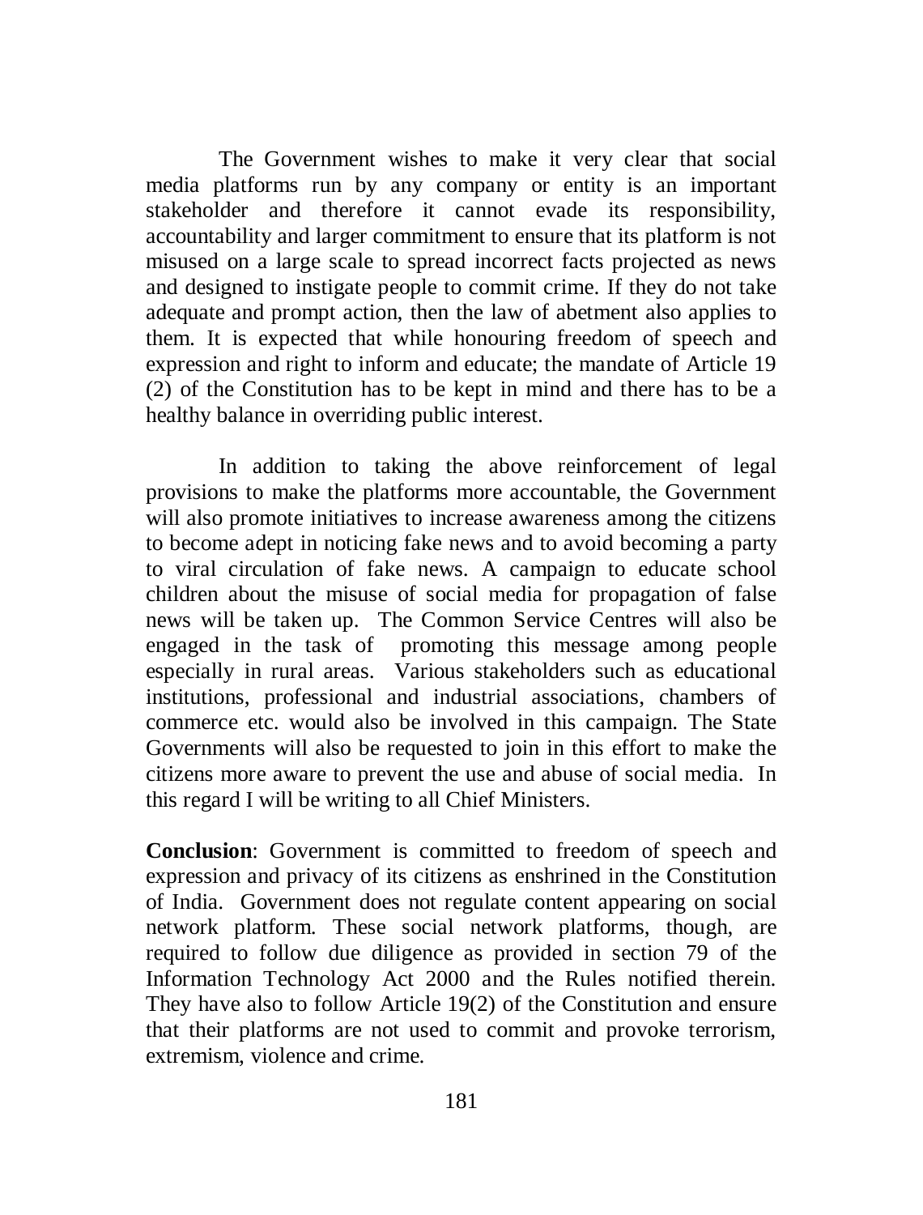The Government wishes to make it very clear that social media platforms run by any company or entity is an important stakeholder and therefore it cannot evade its responsibility, accountability and larger commitment to ensure that its platform is not misused on a large scale to spread incorrect facts projected as news and designed to instigate people to commit crime. If they do not take adequate and prompt action, then the law of abetment also applies to them. It is expected that while honouring freedom of speech and expression and right to inform and educate; the mandate of Article 19 (2) of the Constitution has to be kept in mind and there has to be a healthy balance in overriding public interest.

In addition to taking the above reinforcement of legal provisions to make the platforms more accountable, the Government will also promote initiatives to increase awareness among the citizens to become adept in noticing fake news and to avoid becoming a party to viral circulation of fake news. A campaign to educate school children about the misuse of social media for propagation of false news will be taken up. The Common Service Centres will also be engaged in the task of promoting this message among people especially in rural areas. Various stakeholders such as educational institutions, professional and industrial associations, chambers of commerce etc. would also be involved in this campaign. The State Governments will also be requested to join in this effort to make the citizens more aware to prevent the use and abuse of social media. In this regard I will be writing to all Chief Ministers.

**Conclusion**: Government is committed to freedom of speech and expression and privacy of its citizens as enshrined in the Constitution of India. Government does not regulate content appearing on social network platform. These social network platforms, though, are required to follow due diligence as provided in section 79 of the Information Technology Act 2000 and the Rules notified therein. They have also to follow Article 19(2) of the Constitution and ensure that their platforms are not used to commit and provoke terrorism, extremism, violence and crime.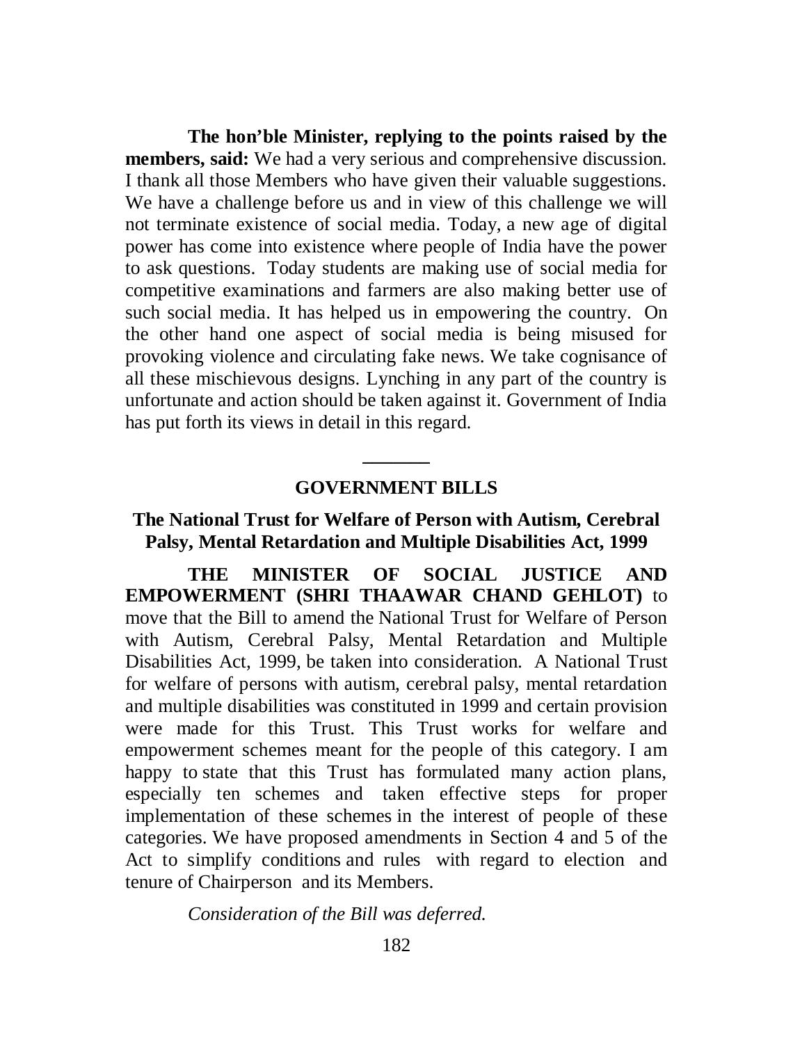**The hon'ble Minister, replying to the points raised by the members, said:** We had a very serious and comprehensive discussion. I thank all those Members who have given their valuable suggestions. We have a challenge before us and in view of this challenge we will not terminate existence of social media. Today, a new age of digital power has come into existence where people of India have the power to ask questions. Today students are making use of social media for competitive examinations and farmers are also making better use of such social media. It has helped us in empowering the country. On the other hand one aspect of social media is being misused for provoking violence and circulating fake news. We take cognisance of all these mischievous designs. Lynching in any part of the country is unfortunate and action should be taken against it. Government of India has put forth its views in detail in this regard.

---

## GOVERNMENT BILLS

### The National Trust for Welfare of Person with Autism, Cerebral Palsy, Mental Retardation and Multiple Disabilities Act, 1999

**THE MINISTER OF SOCIAL JUSTICE AND EMPOWERMENT (SHRI THAAWAR CHAND GEHLOT)** to move that the Bill to amend the National Trust for Welfare of Person with Autism, Cerebral Palsy, Mental Retardation and Multiple Disabilities Act, 1999, be taken into consideration. A National Trust for welfare of persons with autism, cerebral palsy, mental retardation and multiple disabilities was constituted in 1999 and certain provision were made for this Trust. This Trust works for welfare and empowerment schemes meant for the people of this category. I am happy to state that this Trust has formulated many action plans, especially ten schemes and taken effective steps for proper implementation of these schemes in the interest of people of these categories. We have proposed amendments in Section 4 and 5 of the Act to simplify conditions and rules with regard to election and tenure of Chairperson and its Members.

*Consideration of the Bill was deferred.*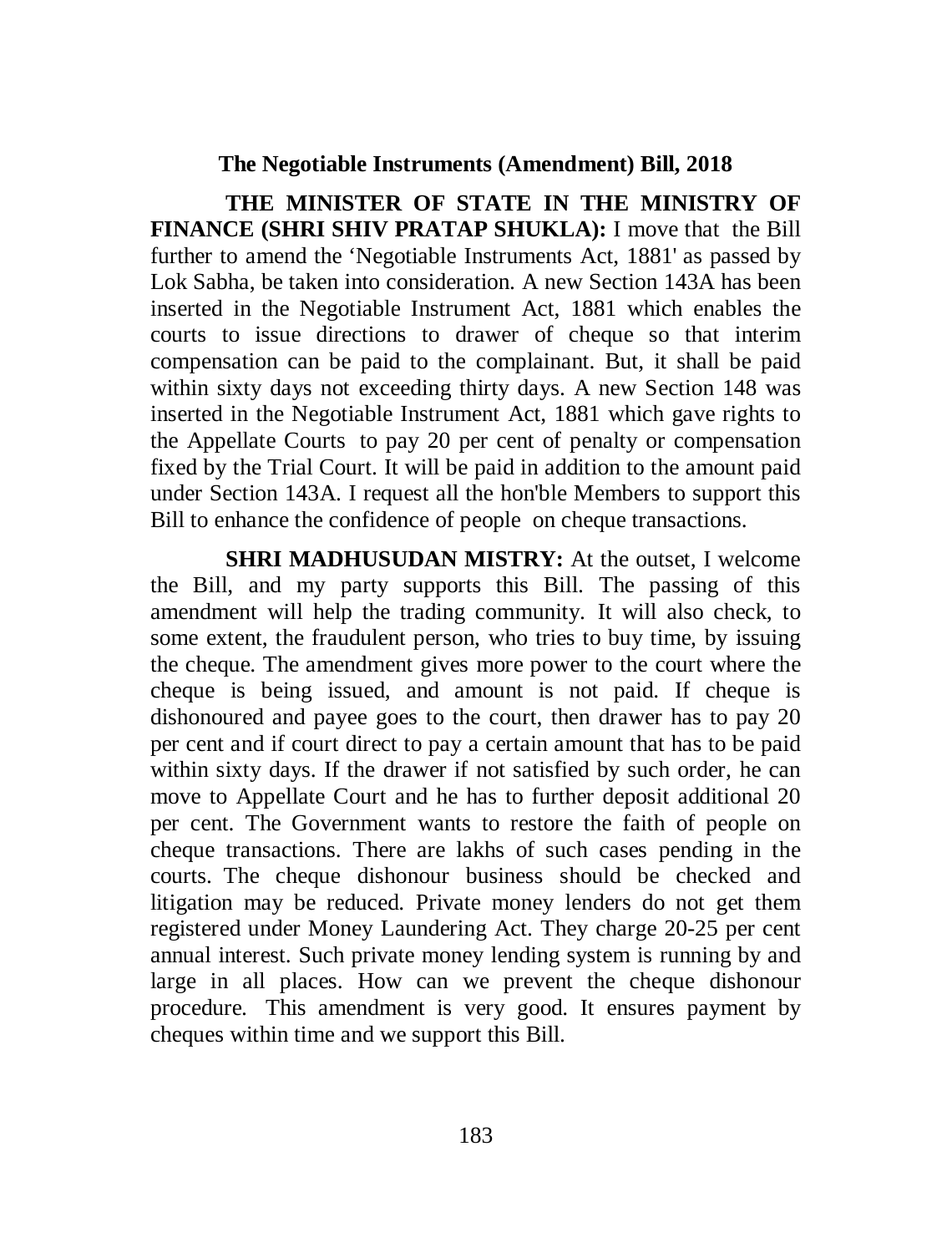## The Negotiable Instruments (Amendment) Bill, 2018

**THE MINISTER OF STATE IN THE MINISTRY OF FINANCE (SHRI SHIV PRATAP SHUKLA):** I move that the Bill further to amend the 'Negotiable Instruments Act, 1881' as passed by Lok Sabha, be taken into consideration. A new Section 143A has been inserted in the Negotiable Instrument Act, 1881 which enables the courts to issue directions to drawer of cheque so that interim compensation can be paid to the complainant. But, it shall be paid within sixty days not exceeding thirty days. A new Section 148 was inserted in the Negotiable Instrument Act, 1881 which gave rights to the Appellate Courts to pay 20 per cent of penalty or compensation fixed by the Trial Court. It will be paid in addition to the amount paid under Section 143A. I request all the hon'ble Members to support this Bill to enhance the confidence of people on cheque transactions.

**SHRI MADHUSUDAN MISTRY:** At the outset, I welcome the Bill, and my party supports this Bill. The passing of this amendment will help the trading community. It will also check, to some extent, the fraudulent person, who tries to buy time, by issuing the cheque. The amendment gives more power to the court where the cheque is being issued, and amount is not paid. If cheque is dishonoured and payee goes to the court, then drawer has to pay 20 per cent and if court direct to pay a certain amount that has to be paid within sixty days. If the drawer if not satisfied by such order, he can move to Appellate Court and he has to further deposit additional 20 per cent. The Government wants to restore the faith of people on cheque transactions. There are lakhs of such cases pending in the courts. The cheque dishonour business should be checked and litigation may be reduced. Private money lenders do not get them registered under Money Laundering Act. They charge 20-25 per cent annual interest. Such private money lending system is running by and large in all places. How can we prevent the cheque dishonour procedure. This amendment is very good. It ensures payment by cheques within time and we support this Bill.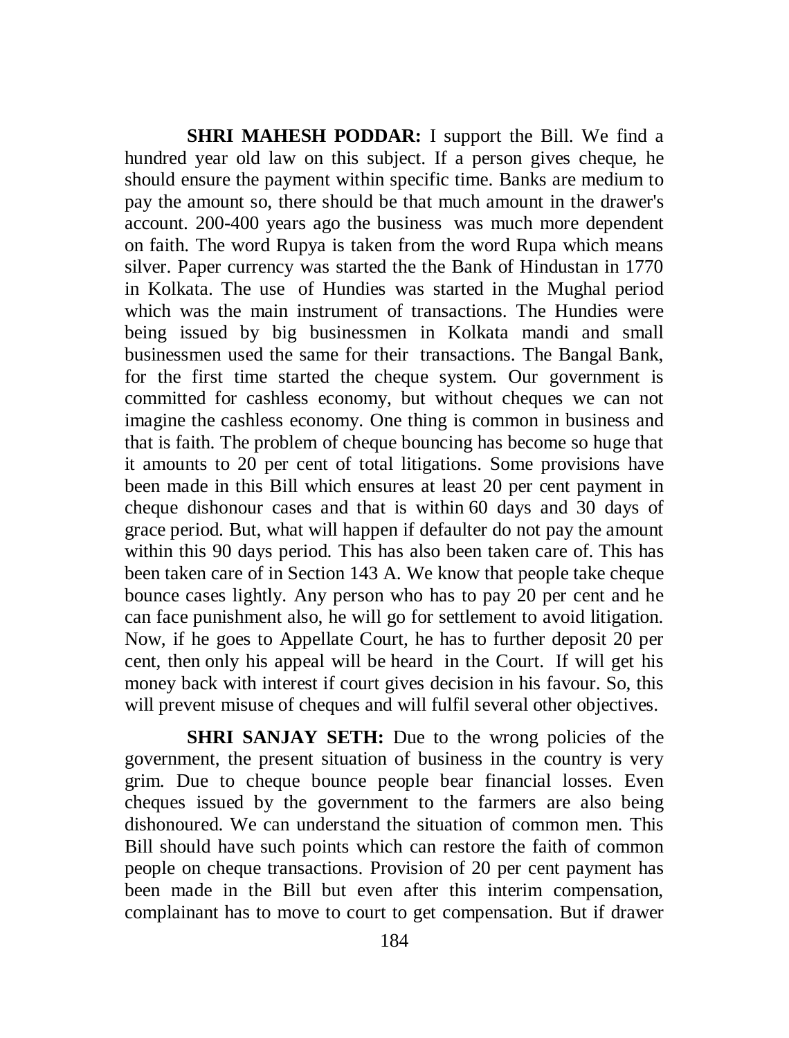**SHRI MAHESH PODDAR:** I support the Bill. We find a hundred year old law on this subject. If a person gives cheque, he should ensure the payment within specific time. Banks are medium to pay the amount so, there should be that much amount in the drawer's account. 200-400 years ago the business was much more dependent on faith. The word Rupya is taken from the word Rupa which means silver. Paper currency was started the the Bank of Hindustan in 1770 in Kolkata. The use of Hundies was started in the Mughal period which was the main instrument of transactions. The Hundies were being issued by big businessmen in Kolkata mandi and small businessmen used the same for their transactions. The Bangal Bank, for the first time started the cheque system. Our government is committed for cashless economy, but without cheques we can not imagine the cashless economy. One thing is common in business and that is faith. The problem of cheque bouncing has become so huge that it amounts to 20 per cent of total litigations. Some provisions have been made in this Bill which ensures at least 20 per cent payment in cheque dishonour cases and that is within 60 days and 30 days of grace period. But, what will happen if defaulter do not pay the amount within this 90 days period. This has also been taken care of. This has been taken care of in Section 143 A. We know that people take cheque bounce cases lightly. Any person who has to pay 20 per cent and he can face punishment also, he will go for settlement to avoid litigation. Now, if he goes to Appellate Court, he has to further deposit 20 per cent, then only his appeal will be heard in the Court. If will get his money back with interest if court gives decision in his favour. So, this will prevent misuse of cheques and will fulfil several other objectives.

**SHRI SANJAY SETH:** Due to the wrong policies of the government, the present situation of business in the country is very grim. Due to cheque bounce people bear financial losses. Even cheques issued by the government to the farmers are also being dishonoured. We can understand the situation of common men. This Bill should have such points which can restore the faith of common people on cheque transactions. Provision of 20 per cent payment has been made in the Bill but even after this interim compensation, complainant has to move to court to get compensation. But if drawer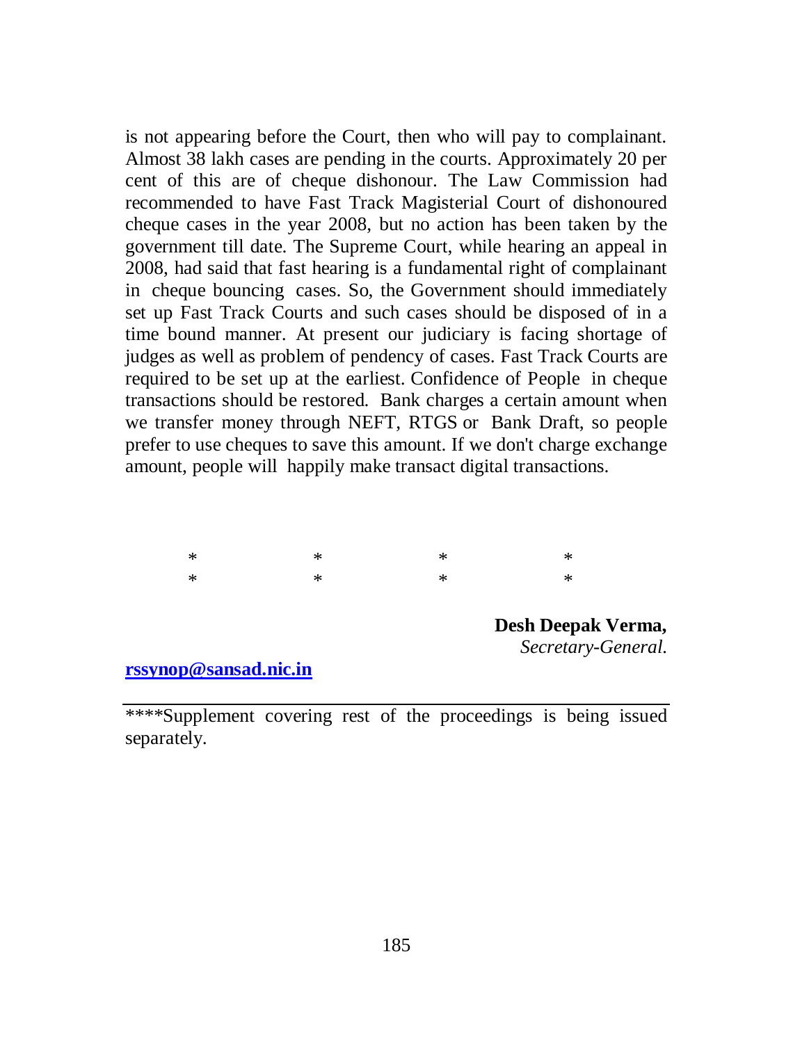is not appearing before the Court, then who will pay to complainant. Almost 38 lakh cases are pending in the courts. Approximately 20 per cent of this are of cheque dishonour. The Law Commission had recommended to have Fast Track Magisterial Court of dishonoured cheque cases in the year 2008, but no action has been taken by the government till date. The Supreme Court, while hearing an appeal in 2008, had said that fast hearing is a fundamental right of complainant in cheque bouncing cases. So, the Government should immediately set up Fast Track Courts and such cases should be disposed of in a time bound manner. At present our judiciary is facing shortage of judges as well as problem of pendency of cases. Fast Track Courts are required to be set up at the earliest. Confidence of People in cheque transactions should be restored. Bank charges a certain amount when we transfer money through NEFT, RTGS or Bank Draft, so people prefer to use cheques to save this amount. If we don't charge exchange amount, people will happily make transact digital transactions.

\*　　　　\*　　　　\*　　　　\*
\*　　　　\*　　　　\*　　　　\*

**Desh Deepak Verma,**
*Secretary-General.*

**rssynop@sansad.nic.in**

---

****Supplement covering rest of the proceedings is being issued separately.